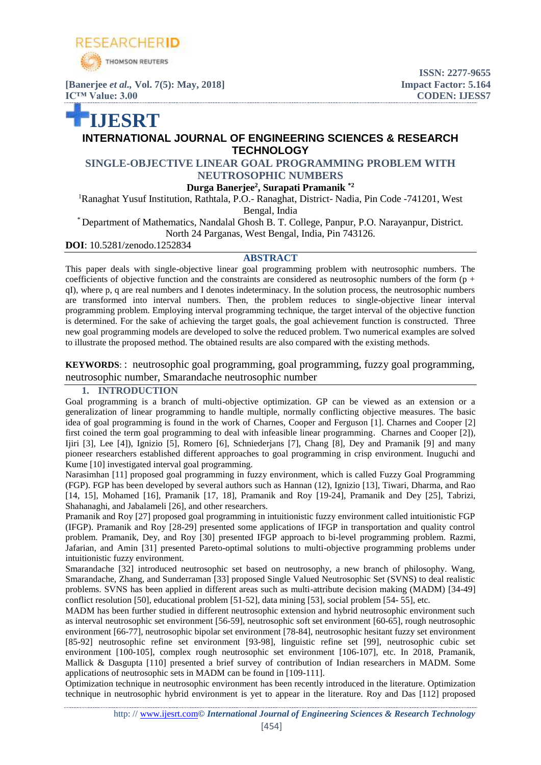# IJESRT

## INTERNATIONAL JOURNAL OF ENGINEERING SCIENCES & RESEARCH TECHNOLOGY

## SINGLE-OBJECTIVE LINEAR GOAL PROGRAMMING PROBLEM WITH NEUTROSOPHIC NUMBERS

**Durga Banerjee[2], Surapati Pramanik [*2]**

[1]Ranaghat Yusuf Institution, Rathtala, P.O.- Ranaghat, District- Nadia, Pin Code -741201, West Bengal, India

[*] Department of Mathematics, Nandalal Ghosh B. T. College, Panpur, P.O. Narayanpur, District. North 24 Parganas, West Bengal, India, Pin 743126.

**DOI**: 10.5281/zenodo.1252834

### ABSTRACT

This paper deals with single-objective linear goal programming problem with neutrosophic numbers. The coefficients of objective function and the constraints are considered as neutrosophic numbers of the form (p + qI), where p, q are real numbers and I denotes indeterminacy. In the solution process, the neutrosophic numbers are transformed into interval numbers. Then, the problem reduces to single-objective linear interval programming problem. Employing interval programming technique, the target interval of the objective function is determined. For the sake of achieving the target goals, the goal achievement function is constructed. Three new goal programming models are developed to solve the reduced problem. Two numerical examples are solved to illustrate the proposed method. The obtained results are also compared with the existing methods with the fuzzy methods.

**KEYWORDS**: : neutrosophic goal programming, goal programming, fuzzy goal programming, neutrosophic number, Smarandache neutrosophic number

### 1. INTRODUCTION

Goal programming is a branch of multi-objective optimization. GP can be viewed as an extension or a generalization of linear programming to handle multiple, normally conflicting objective measures. The basic idea of goal programming is found in the work of Charnes, Cooper and Ferguson [1]. Charnes and Cooper [2] first coined the term goal programming to deal with infeasible linear programming. Charnes and Cooper [2]), Ijiri [3], Lee [4]), Ignizio [5], Romero [6], Schniederjans [7], Chang [8], Dey and Pramanik [9] and many pioneer researchers established different approaches to goal programming in crisp environment. Inuguchi and Kume [10] investigated interval goal programming.

Narasimhan [11] proposed goal programming in fuzzy environment, which is called Fuzzy Goal Programming (FGP). FGP has been developed by several authors such as Hannan (12), Ignizio [13], Tiwari, Dharma, and Rao [14, 15], Mohamed [16], Pramanik [17, 18], Pramanik and Roy [19-24], Pramanik and Dey [25], Tabrizi, Shahanaghi, and Jabalameli [26], and other researchers.

Pramanik and Roy [27] proposed goal programming in intuitionistic fuzzy environment called intuitionistic FGP (IFGP). Pramanik and Roy [28-29] presented some applications of IFGP in transportation and quality control problem. Pramanik, Dey, and Roy [30] presented IFGP approach to bi-level programming problem. Razmi, Jafarian, and Amin [31] presented Pareto-optimal solutions to multi-objective programming problems under intuitionistic fuzzy environment.

Smarandache [32] introduced neutrosophic set based on neutrosophy, a new branch of philosophy. Wang, Smarandache, Zhang, and Sunderraman [33] proposed Single Valued Neutrosophic Set (SVNS) to deal realistic problems. SVNS has been applied in different areas such as multi-attribute decision making (MADM) [34-49] conflict resolution [50], educational problem [51-52], data mining [53], social problem [54- 55], etc.

MADM has been further studied in different neutrosophic extension and hybrid neutrosophic environment such as interval neutrosophic set environment [56-59], neutrosophic soft set environment [60-65], rough neutrosophic environment [66-77], neutrosophic bipolar set environment [78-84], neutrosophic hesitant fuzzy set environment [85-92] neutrosophic refine set environment [93-98], linguistic refine set [99], neutrosophic cubic set environment [100-105], complex rough neutrosophic set environment [106-107], etc. In 2018, Pramanik, Mallick & Dasgupta [110] presented a brief survey of contribution of Indian researchers in MADM. Some applications of neutrosophic sets in MADM can be found in [109-111].

Optimization technique in neutrosophic environment has been recently introduced in the literature. Optimization technique in neutrosophic hybrid environment is yet to appear in the literature. Roy and Das [112] proposed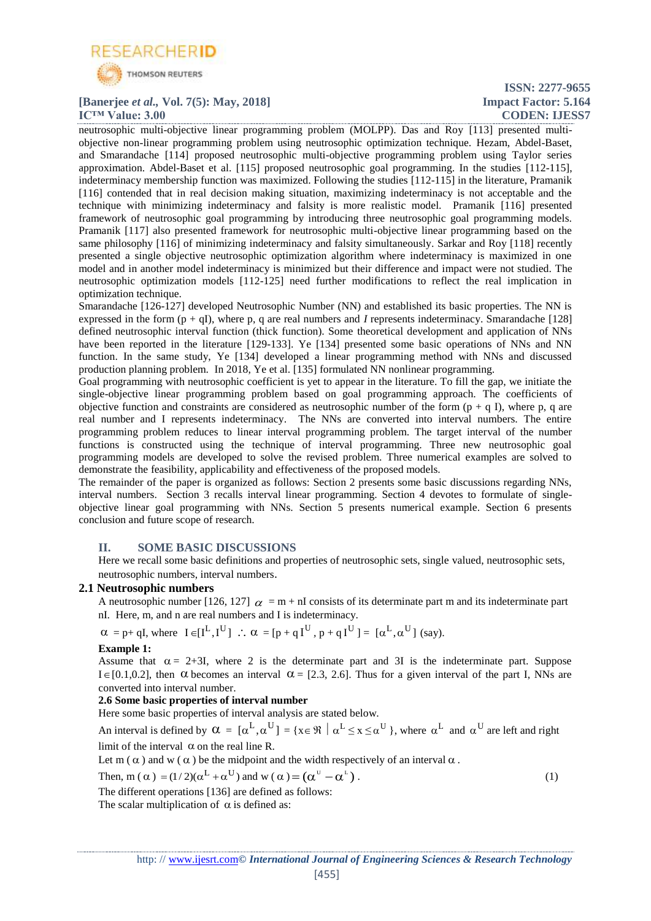neutrosophic multi-objective linear programming problem (MOLPP). Das and Roy [113] presented multi-objective non-linear programming problem using neutrosophic optimization technique. Hezam, Abdel-Baset, and Smarandache [114] proposed neutrosophic multi-objective programming problem using Taylor series approximation. Abdel-Baset et al. [115] proposed neutrosophic goal programming. In the studies [112-115], indeterminacy membership function was maximized. Following the studies [112-115] in the literature, Pramanik [116] contended that in real decision making situation, maximizing indeterminacy is not acceptable and the technique with minimizing indeterminacy and falsity is more realistic model. Pramanik [116] presented framework of neutrosophic goal programming by introducing three neutrosophic goal programming models. Pramanik [117] also presented framework for neutrosophic multi-objective linear programming based on the same philosophy [116] of minimizing indeterminacy and falsity simultaneously. Sarkar and Roy [118] recently presented a single objective neutrosophic optimization algorithm where indeterminacy is maximized in one model and in another model indeterminacy is minimized but their difference and impact were not studied. The neutrosophic optimization models [112-125] need further modifications to reflect the real implication in optimization technique.

Smarandache [126-127] developed Neutrosophic Number (NN) and established its basic properties. The NN is expressed in the form (p + qI), where p, q are real numbers and *I* represents indeterminacy. Smarandache [128] defined neutrosophic interval function (thick function). Some theoretical development and application of NNs have been reported in the literature [129-133]. Ye [134] presented some basic operations of NNs and NN function. In the same study, Ye [134] developed a linear programming method with NNs and discussed production planning problem. In 2018, Ye et al. [135] formulated NN nonlinear programming.

Goal programming with neutrosophic coefficient is yet to appear in the literature. To fill the gap, we initiate the single-objective linear programming problem based on goal programming approach. The coefficients of objective function and constraints are considered as neutrosophic number of the form (p + q I), where p, q are real number and I represents indeterminacy. The NNs are converted into interval numbers. The entire programming problem reduces to linear interval programming problem. The target interval of the number functions is constructed using the technique of interval programming. Three new neutrosophic goal programming models are developed to solve the revised problem. Three numerical examples are solved to demonstrate the feasibility, applicability and effectiveness of the proposed models.

The remainder of the paper is organized as follows: Section 2 presents some basic discussions regarding NNs, interval numbers. Section 3 recalls interval linear programming. Section 4 devotes to formulate of single-objective linear goal programming with NNs. Section 5 presents numerical example. Section 6 presents conclusion and future scope of research.

## II. SOME BASIC DISCUSSIONS

Here we recall some basic definitions and properties of neutrosophic sets, single valued, neutrosophic sets, neutrosophic numbers, interval numbers.

### 2.1 Neutrosophic numbers

A neutrosophic number [126, 127] $\alpha$ = m + nI consists of its determinate part m and its indeterminate part nI. Here, m, and n are real numbers and I is indeterminacy.

$\alpha$ = p+ qI, where $I \in [I^L, I^U]$ $\therefore$ $\alpha = [p + q I^U, p + q I^U] = [\alpha^L, \alpha^U]$ (say).

**Example 1:**

Assume that $\alpha$ = 2+3I, where 2 is the determinate part and 3I is the indeterminate part. Suppose $I \in [0.1, 0.2]$, then $\alpha$ becomes an interval $\alpha$ = [2.3, 2.6]. Thus for a given interval of the part I, NNs are converted into interval number.

**2.6 Some basic properties of interval number**

Here some basic properties of interval analysis are stated below.

An interval is defined by $\alpha = [\alpha^L, \alpha^U] = \{x \in \Re \mid \alpha^L \le x \le \alpha^U\}$, where $\alpha^L$ and $\alpha^U$ are left and right limit of the interval $\alpha$ on the real line R.

Let m ($\alpha$) and w ($\alpha$) be the midpoint and the width respectively of an interval $\alpha$.

Then, $m(\alpha) = (1/2)(\alpha^L + \alpha^U)$ and $w(\alpha) = (\alpha^U - \alpha^L)$. (1)

The different operations [136] are defined as follows:

The scalar multiplication of $\alpha$ is defined as: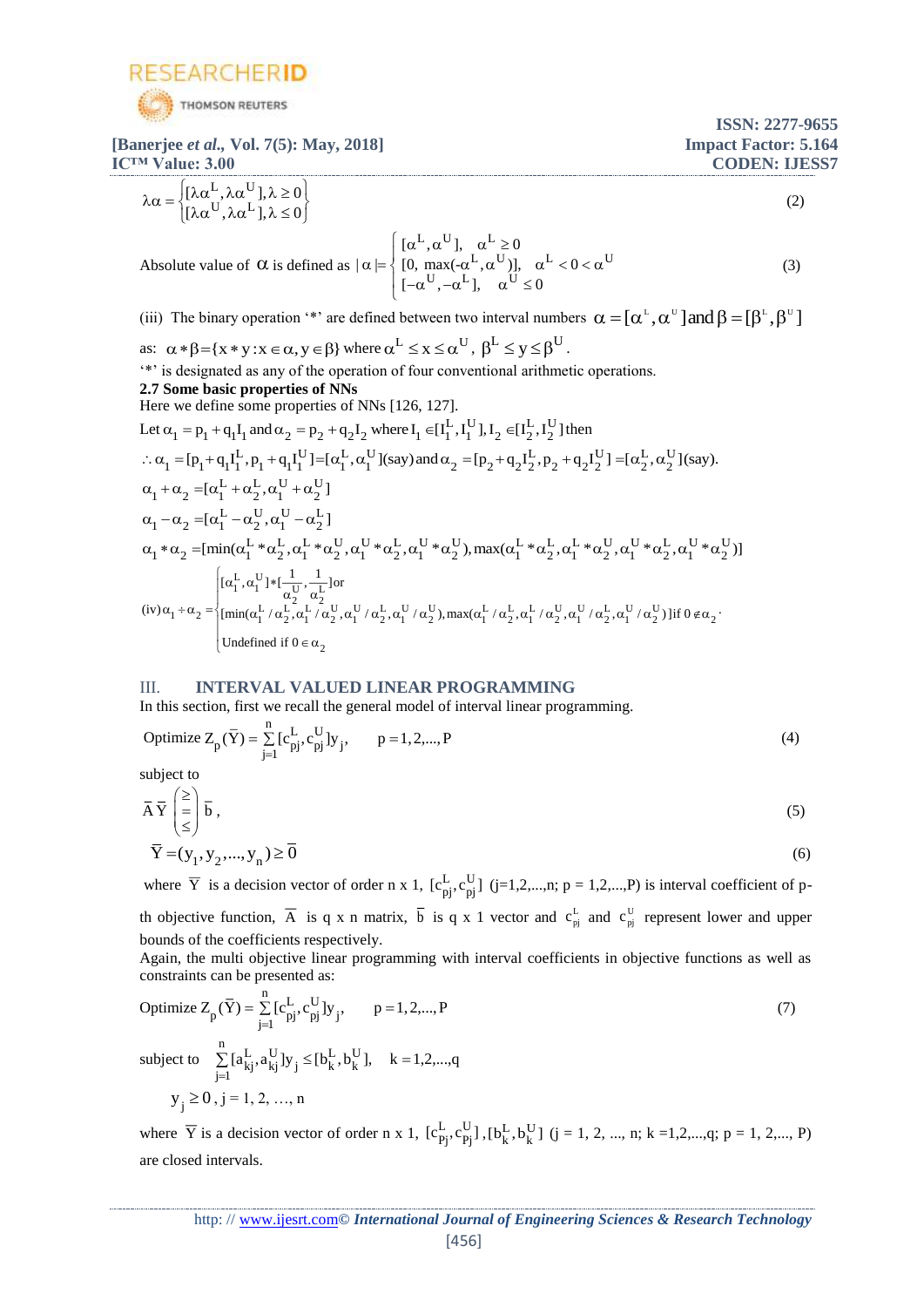$$\lambda\alpha = \begin{cases} [\lambda\alpha^L, \lambda\alpha^U], \lambda \geq 0 \\ [\lambda\alpha^U, \lambda\alpha^L], \lambda \leq 0 \end{cases} \tag{2}$$

Absolute value of $\alpha$ is defined as

$$|\alpha| = \begin{cases} [\alpha^L, \alpha^U], & \alpha^L \geq 0 \\ [0, \max(-\alpha^L, \alpha^U)], & \alpha^L < 0 < \alpha^U \\ [-\alpha^U, -\alpha^L], & \alpha^U \leq 0 \end{cases} \tag{3}$$

(iii) The binary operation '*' are defined between two interval numbers $\alpha = [\alpha^L, \alpha^U]$ and $\beta = [\beta^L, \beta^U]$ as: $\alpha * \beta = \{x * y : x \in \alpha, y \in \beta\}$ where $\alpha^L \leq x \leq \alpha^U$, $\beta^L \leq y \leq \beta^U$.

'*' is designated as any of the operation of four conventional arithmetic operations.

**2.7 Some basic properties of NNs**

Here we define some properties of NNs [126, 127].

Let $\alpha_1 = p_1 + q_1 I_1$ and $\alpha_2 = p_2 + q_2 I_2$ where $I_1 \in [I_1^L, I_1^U], I_2 \in [I_2^L, I_2^U]$ then

$\therefore \alpha_1 = [p_1 + q_1 I_1^L, p_1 + q_1 I_1^U] = [\alpha_1^L, \alpha_1^U]$(say) and $\alpha_2 = [p_2 + q_2 I_2^L, p_2 + q_2 I_2^U] = [\alpha_2^L, \alpha_2^U]$(say).

$\alpha_1 + \alpha_2 = [\alpha_1^L + \alpha_2^L, \alpha_1^U + \alpha_2^U]$

$\alpha_1 - \alpha_2 = [\alpha_1^L - \alpha_2^U, \alpha_1^U - \alpha_2^L]$

$\alpha_1 * \alpha_2 = [\min(\alpha_1^L * \alpha_2^L, \alpha_1^L * \alpha_2^U, \alpha_1^U * \alpha_2^L, \alpha_1^U * \alpha_2^U), \max(\alpha_1^L * \alpha_2^L, \alpha_1^L * \alpha_2^U, \alpha_1^U * \alpha_2^L, \alpha_1^U * \alpha_2^U)]$

$$\text{(iv)}\ \alpha_1 \div \alpha_2 = \begin{cases} [\alpha_1^L, \alpha_1^U] * [\frac{1}{\alpha_2^U}, \frac{1}{\alpha_2^L}] \text{ or} \\ [\min(\alpha_1^L/\alpha_2^L, \alpha_1^L/\alpha_2^U, \alpha_1^U/\alpha_2^L, \alpha_1^U/\alpha_2^U), \max(\alpha_1^L/\alpha_2^L, \alpha_1^L/\alpha_2^U, \alpha_1^U/\alpha_2^L, \alpha_1^U/\alpha_2^U)] \text{ if } 0 \notin \alpha_2. \\ \text{Undefined if } 0 \in \alpha_2 \end{cases}$$

## III. INTERVAL VALUED LINEAR PROGRAMMING

In this section, first we recall the general model of interval linear programming.

$$\text{Optimize } Z_p(\bar{Y}) = \sum_{j=1}^{n} [c_{pj}^L, c_{pj}^U] y_j, \qquad p = 1, 2, \ldots, P \tag{4}$$

subject to

$$\bar{A}\bar{Y} \begin{pmatrix} \geq \\ = \\ \leq \end{pmatrix} \bar{b}, \tag{5}$$

$$\bar{Y} = (y_1, y_2, \ldots, y_n) \geq \bar{0} \tag{6}$$

where $\bar{Y}$ is a decision vector of order n x 1, $[c_{pj}^L, c_{pj}^U]$ (j=1,2,...,n; p = 1,2,...,P) is interval coefficient of p-th objective function, $\bar{A}$ is q x n matrix, $\bar{b}$ is q x 1 vector and $c_{pj}^L$ and $c_{pj}^U$ represent lower and upper bounds of the coefficients respectively.

Again, the multi objective linear programming with interval coefficients in objective functions as well as constraints can be presented as:

$$\text{Optimize } Z_p(\bar{Y}) = \sum_{j=1}^{n} [c_{pj}^L, c_{pj}^U] y_j, \qquad p = 1, 2, \ldots, P \tag{7}$$

subject to $\sum_{j=1}^{n} [a_{kj}^L, a_{kj}^U] y_j \leq [b_k^L, b_k^U], \quad k = 1, 2, \ldots, q$

$y_j \geq 0$, j = 1, 2, …, n

where $\bar{Y}$ is a decision vector of order n x 1, $[c_{pj}^L, c_{pj}^U]$, $[b_k^L, b_k^U]$ (j = 1, 2, ..., n; k = 1,2,...,q; p = 1, 2,..., P) are closed intervals.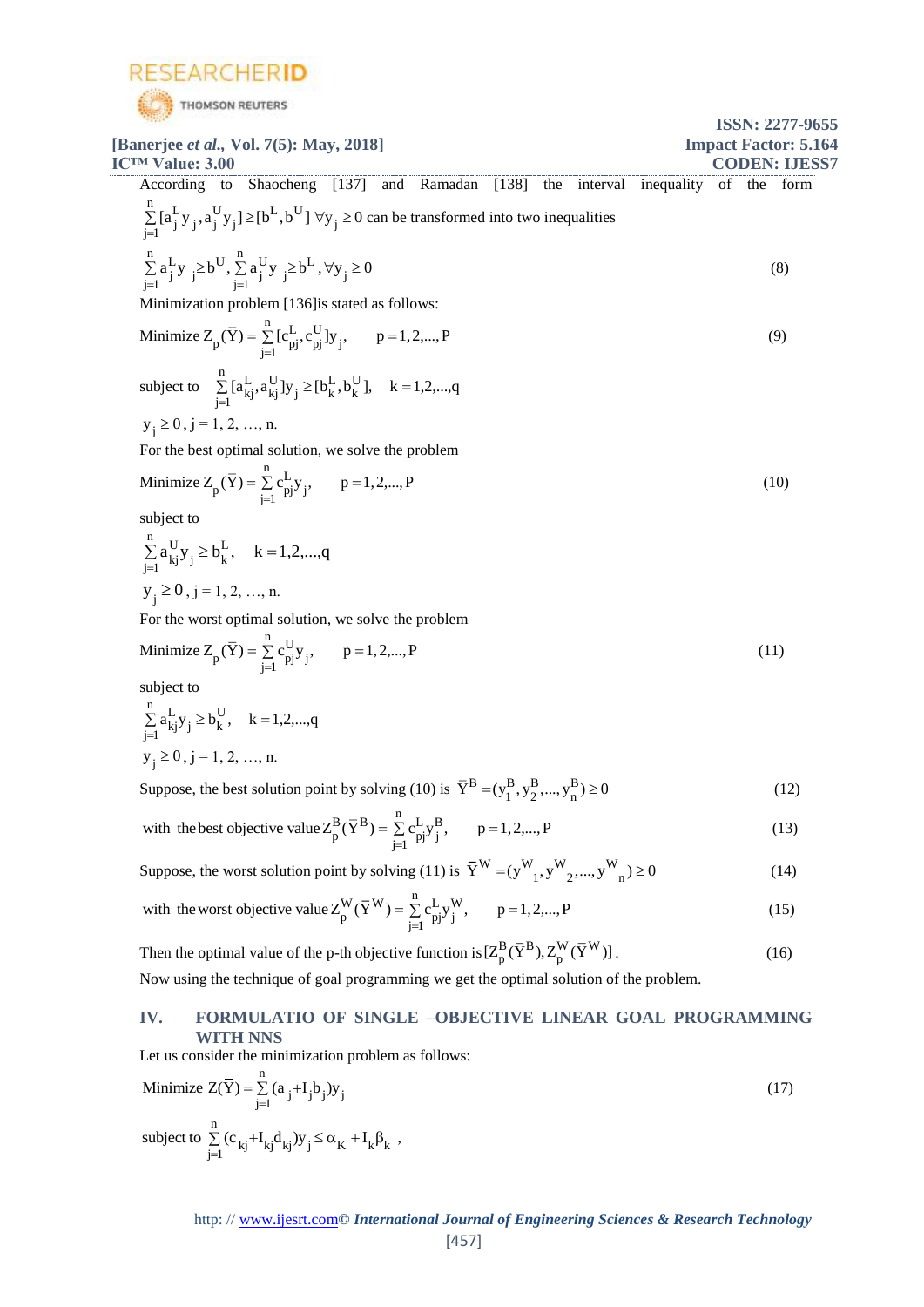According to Shaocheng [137] and Ramadan [138] the interval inequality of the form $\sum_{j=1}^{n}[a_j^L y_j, a_j^U y_j] \geq [b^L, b^U] \; \forall y_j \geq 0$ can be transformed into two inequalities

$$\sum_{j=1}^{n} a_j^L y_j \geq b^U, \sum_{j=1}^{n} a_j^U y_j \geq b^L, \forall y_j \geq 0 \tag{8}$$

Minimization problem [136]is stated as follows:

$$\text{Minimize } Z_p(\bar{Y}) = \sum_{j=1}^{n}[c_{pj}^L, c_{pj}^U]y_j, \qquad p = 1,2,..., P \tag{9}$$

$$\text{subject to } \sum_{j=1}^{n}[a_{kj}^L, a_{kj}^U]y_j \geq [b_k^L, b_k^U], \quad k = 1,2,...,q$$

$y_j \geq 0$, j = 1, 2, …, n.

For the best optimal solution, we solve the problem

$$\text{Minimize } Z_p(\bar{Y}) = \sum_{j=1}^{n} c_{pj}^L y_j, \qquad p = 1,2,..., P \tag{10}$$

subject to

$$\sum_{j=1}^{n} a_{kj}^U y_j \geq b_k^L, \quad k = 1,2,...,q$$

$y_j \geq 0$, j = 1, 2, …, n.

For the worst optimal solution, we solve the problem

$$\text{Minimize } Z_p(\bar{Y}) = \sum_{j=1}^{n} c_{pj}^U y_j, \qquad p = 1,2,..., P \tag{11}$$

subject to

$$\sum_{j=1}^{n} a_{kj}^L y_j \geq b_k^U, \quad k = 1,2,...,q$$

$y_j \geq 0$, j = 1, 2, …, n.

Suppose, the best solution point by solving (10) is $\bar{Y}^B = (y_1^B, y_2^B, ..., y_n^B) \geq 0$ (12)

$$\text{with the best objective value } Z_p^B(\bar{Y}^B) = \sum_{j=1}^{n} c_{pj}^L y_j^B, \qquad p = 1,2,..., P \tag{13}$$

Suppose, the worst solution point by solving (11) is $\bar{Y}^W = (y^W{}_1, y^W{}_2, ..., y^W{}_n) \geq 0$ (14)

$$\text{with the worst objective value } Z_p^W(\bar{Y}^W) = \sum_{j=1}^{n} c_{pj}^L y_j^W, \qquad p = 1,2,..., P \tag{15}$$

Then the optimal value of the p-th objective function is $[Z_p^B(\bar{Y}^B), Z_p^W(\bar{Y}^W)]$. (16)

Now using the technique of goal programming we get the optimal solution of the problem.

## IV. FORMULATIO OF SINGLE –OBJECTIVE LINEAR GOAL PROGRAMMING WITH NNS

Let us consider the minimization problem as follows:

$$\text{Minimize } Z(\bar{Y}) = \sum_{j=1}^{n}(a_j + I_j b_j)y_j \tag{17}$$

$$\text{subject to } \sum_{j=1}^{n}(c_{kj} + I_{kj} d_{kj})y_j \leq \alpha_K + I_k \beta_k \, ,$$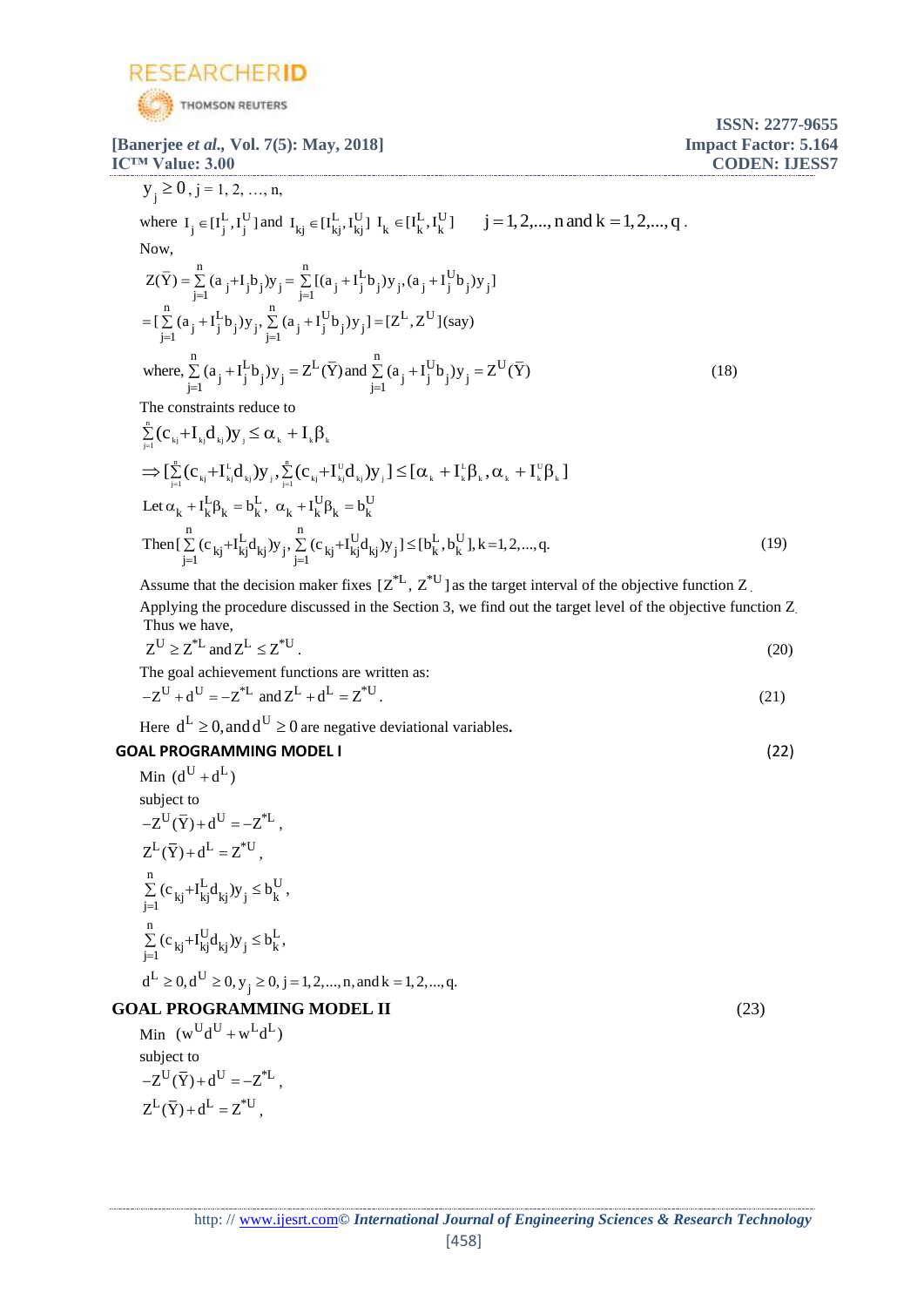$y_j \geq 0$, j = 1, 2, …, n,

where $I_j \in [I_j^L, I_j^U]$ and $I_{kj} \in [I_{kj}^L, I_{kj}^U]$ $I_k \in [I_k^L, I_k^U]$ $\quad j = 1,2,...,n$ and $k = 1,2,...,q$.

Now,

$$Z(\bar{Y}) = \sum_{j=1}^{n} (a_j + I_j b_j) y_j = \sum_{j=1}^{n} [(a_j + I_j^L b_j) y_j, (a_j + I_j^U b_j) y_j]$$

$$= [\sum_{j=1}^{n} (a_j + I_j^L b_j) y_j, \sum_{j=1}^{n} (a_j + I_j^U b_j) y_j] = [Z^L, Z^U] \text{(say)}$$

$$\text{where, } \sum_{j=1}^{n} (a_j + I_j^L b_j) y_j = Z^L(\bar{Y}) \text{ and } \sum_{j=1}^{n} (a_j + I_j^U b_j) y_j = Z^U(\bar{Y}) \tag{18}$$

The constraints reduce to

$$\sum_{j=1}^{n} (c_{kj} + I_{kj} d_{kj}) y_j \leq \alpha_k + I_k \beta_k$$

$$\Rightarrow [\sum_{j=1}^{n} (c_{kj} + I_{kj}^L d_{kj}) y_j, \sum_{j=1}^{n} (c_{kj} + I_{kj}^U d_{kj}) y_j] \leq [\alpha_k + I_k^L \beta_k, \alpha_k + I_k^U \beta_k]$$

Let $\alpha_k + I_k^L \beta_k = b_k^L$, $\alpha_k + I_k^U \beta_k = b_k^U$

$$\text{Then } [\sum_{j=1}^{n} (c_{kj} + I_{kj}^L d_{kj}) y_j, \sum_{j=1}^{n} (c_{kj} + I_{kj}^U d_{kj}) y_j] \leq [b_k^L, b_k^U], k = 1,2,...,q. \tag{19}$$

Assume that the decision maker fixes $[Z^{*L}, Z^{*U}]$ as the target interval of the objective function Z.

Applying the procedure discussed in the Section 3, we find out the target level of the objective function Z.

Thus we have,

$$Z^U \geq Z^{*L} \text{ and } Z^L \leq Z^{*U}. \tag{20}$$

The goal achievement functions are written as:

$$-Z^U + d^U = -Z^{*L} \text{ and } Z^L + d^L = Z^{*U}. \tag{21}$$

Here $d^L \geq 0$, and $d^U \geq 0$ are negative deviational variables.

**GOAL PROGRAMMING MODEL I** (22)

Min $(d^U + d^L)$

subject to

$-Z^U(\bar{Y}) + d^U = -Z^{*L}$,

$Z^L(\bar{Y}) + d^L = Z^{*U}$,

$\sum_{j=1}^{n} (c_{kj} + I_{kj}^L d_{kj}) y_j \leq b_k^U$,

$\sum_{j=1}^{n} (c_{kj} + I_{kj}^U d_{kj}) y_j \leq b_k^L$,

$d^L \geq 0, d^U \geq 0, y_j \geq 0, j = 1,2,...,n$, and $k = 1,2,...,q$.

**GOAL PROGRAMMING MODEL II** (23)

Min $(w^U d^U + w^L d^L)$

subject to

$-Z^U(\bar{Y}) + d^U = -Z^{*L}$,

$Z^L(\bar{Y}) + d^L = Z^{*U}$,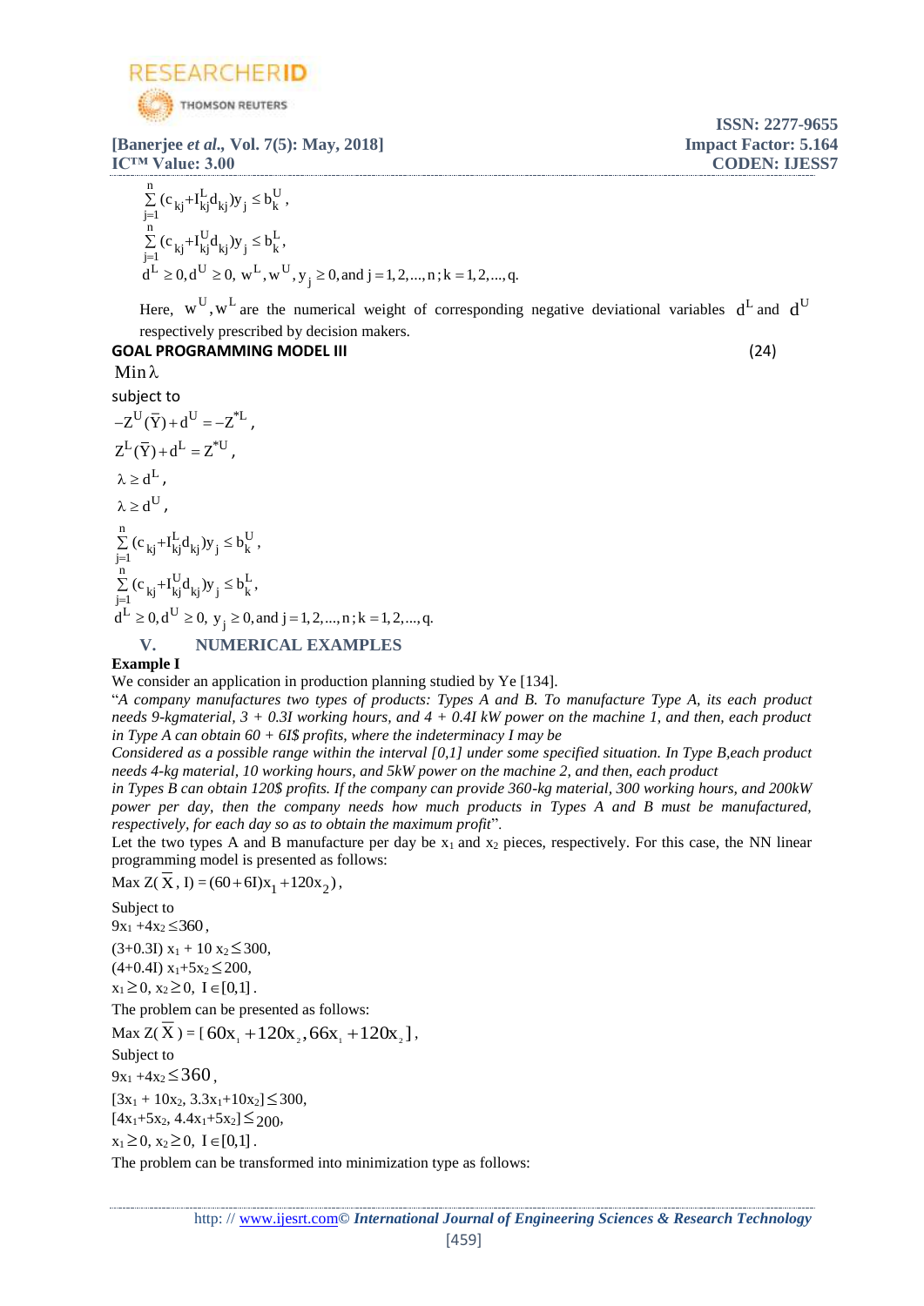$$\sum_{j=1}^{n}(c_{kj}+I_{kj}^{L}d_{kj})y_j \le b_k^{U},$$

$$\sum_{j=1}^{n}(c_{kj}+I_{kj}^{U}d_{kj})y_j \le b_k^{L},$$

$$d^{L}\ge 0, d^{U}\ge 0,\ w^{L}, w^{U}, y_j \ge 0, \text{and } j=1,2,...,n; k=1,2,...,q.$$

Here, $w^{U}, w^{L}$ are the numerical weight of corresponding negative deviational variables $d^{L}$ and $d^{U}$ respectively prescribed by decision makers.

**GOAL PROGRAMMING MODEL III** (24)

$$\text{Min}\,\lambda$$

subject to

$$-Z^{U}(\bar{Y})+d^{U}=-Z^{*L},$$

$$Z^{L}(\bar{Y})+d^{L}=Z^{*U},$$

$$\lambda \ge d^{L},$$

$$\lambda \ge d^{U},$$

$$\sum_{j=1}^{n}(c_{kj}+I_{kj}^{L}d_{kj})y_j \le b_k^{U},$$

$$\sum_{j=1}^{n}(c_{kj}+I_{kj}^{U}d_{kj})y_j \le b_k^{L},$$

$$d^{L}\ge 0, d^{U}\ge 0,\ y_j \ge 0, \text{and } j=1,2,...,n; k=1,2,...,q.$$

## V. NUMERICAL EXAMPLES

**Example I**

We consider an application in production planning studied by Ye [134].

"*A company manufactures two types of products: Types A and B. To manufacture Type A, its each product needs 9-kgmaterial, 3 + 0.3I working hours, and 4 + 0.4I kW power on the machine 1, and then, each product in Type A can obtain 60 + 6I$ profits, where the indeterminacy I may be Considered as a possible range within the interval [0,1] under some specified situation. In Type B,each product needs 4-kg material, 10 working hours, and 5kW power on the machine 2, and then, each product in Types B can obtain 120$ profits. If the company can provide 360-kg material, 300 working hours, and 200kW power per day, then the company needs how much products in Types A and B must be manufactured, respectively, for each day so as to obtain the maximum profit*".

Let the two types A and B manufacture per day be $x_1$ and $x_2$ pieces, respectively. For this case, the NN linear programming model is presented as follows:

$$\text{Max } Z(\bar{X}, I) = (60+6I)x_1 + 120x_2),$$

Subject to

$$9x_1 + 4x_2 \le 360,$$

$$(3+0.3I)\,x_1 + 10\,x_2 \le 300,$$

$$(4+0.4I)\,x_1 + 5x_2 \le 200,$$

$$x_1 \ge 0,\ x_2 \ge 0,\ I \in [0,1].$$

The problem can be presented as follows:

$$\text{Max } Z(\bar{X}) = [60x_1 + 120x_2, 66x_1 + 120x_2],$$

Subject to

$$9x_1 + 4x_2 \le 360,$$

$$[3x_1 + 10x_2,\ 3.3x_1 + 10x_2] \le 300,$$

$$[4x_1 + 5x_2,\ 4.4x_1 + 5x_2] \le 200,$$

$$x_1 \ge 0,\ x_2 \ge 0,\ I \in [0,1].$$

The problem can be transformed into minimization type as follows: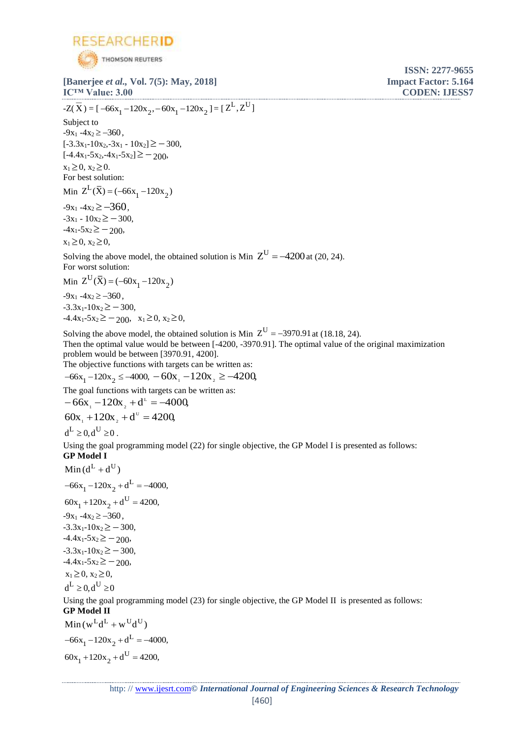$-Z(\bar{X}) = [-66x_1 - 120x_2, -60x_1 - 120x_2] = [Z^L, Z^U]$

Subject to

$-9x_1 - 4x_2 \geq -360$,

$[-3.3x_1 - 10x_2, -3x_1 - 10x_2] \geq -300$,

$[-4.4x_1 - 5x_2, -4x_1 - 5x_2] \geq -200$,

$x_1 \geq 0,\ x_2 \geq 0.$

For best solution:

$$\text{Min } Z^L(\bar{X}) = (-66x_1 - 120x_2)$$

$-9x_1 - 4x_2 \geq -360$,

$-3x_1 - 10x_2 \geq -300$,

$-4x_1 - 5x_2 \geq -200$,

$x_1 \geq 0,\ x_2 \geq 0,$

Solving the above model, the obtained solution is Min $Z^U = -4200$ at (20, 24).

For worst solution:

$$\text{Min } Z^U(\bar{X}) = (-60x_1 - 120x_2)$$

$-9x_1 - 4x_2 \geq -360$,

$-3.3x_1 - 10x_2 \geq -300$,

$-4.4x_1 - 5x_2 \geq -200$, $x_1 \geq 0,\ x_2 \geq 0,$

Solving the above model, the obtained solution is Min $Z^U = -3970.91$ at (18.18, 24).

Then the optimal value would be between [-4200, -3970.91]. The optimal value of the original maximization problem would be between [3970.91, 4200].

The objective functions with targets can be written as:

$$-66x_1 - 120x_2 \leq -4000,\quad -60x_1 - 120x_2 \geq -4200,$$

The goal functions with targets can be written as:

$$-66x_1 - 120x_2 + d^L = -4000,$$

$$60x_1 + 120x_2 + d^U = 4200,$$

$$d^L \geq 0, d^U \geq 0.$$

Using the goal programming model (22) for single objective, the GP Model I is presented as follows:

**GP Model I**

$$\text{Min}\,(d^L + d^U)$$

$-66x_1 - 120x_2 + d^L = -4000,$

$60x_1 + 120x_2 + d^U = 4200,$

$-9x_1 - 4x_2 \geq -360$,

$-3.3x_1 - 10x_2 \geq -300$,

$-4.4x_1 - 5x_2 \geq -200$,

$-3.3x_1 - 10x_2 \geq -300$,

$-4.4x_1 - 5x_2 \geq -200$,

$x_1 \geq 0,\ x_2 \geq 0,$

$d^L \geq 0, d^U \geq 0$

Using the goal programming model (23) for single objective, the GP Model II is presented as follows:

**GP Model II**

$$\text{Min}\,(w^L d^L + w^U d^U)$$

$-66x_1 - 120x_2 + d^L = -4000,$

$60x_1 + 120x_2 + d^U = 4200,$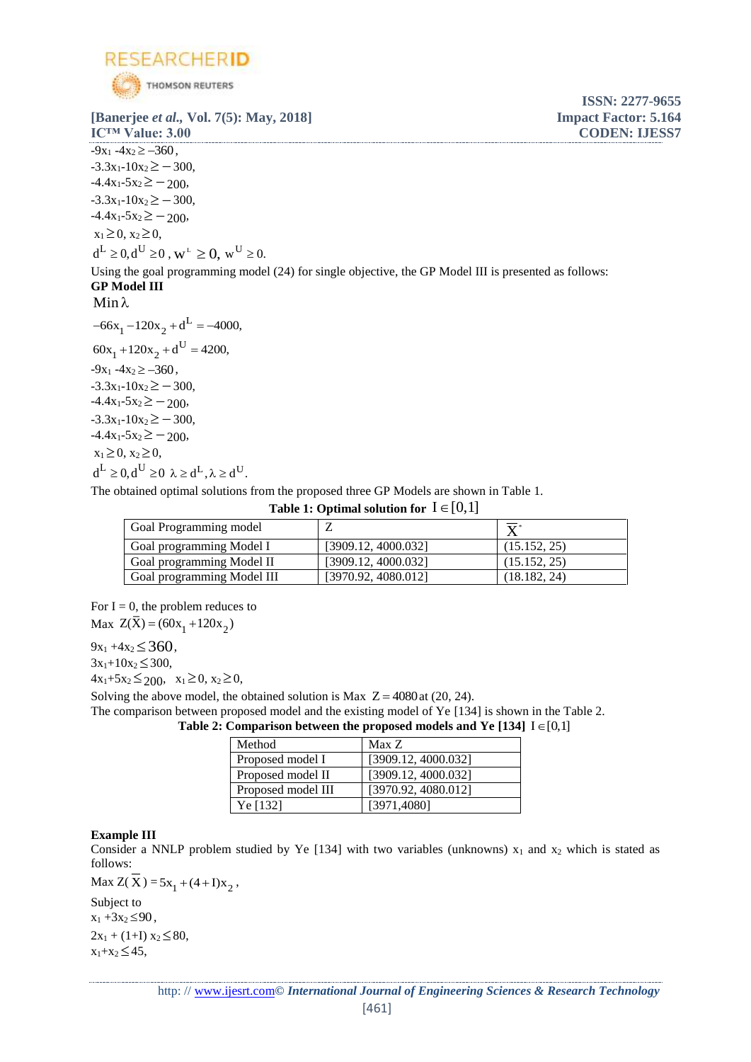$-9x_1 - 4x_2 \geq -360$,
$-3.3x_1 - 10x_2 \geq -300$,
$-4.4x_1 - 5x_2 \geq -200$,
$-3.3x_1 - 10x_2 \geq -300$,
$-4.4x_1 - 5x_2 \geq -200$,
$x_1 \geq 0,\ x_2 \geq 0$,
$d^L \geq 0, d^U \geq 0,\ w^L \geq 0,\ w^U \geq 0.$

Using the goal programming model (24) for single objective, the GP Model III is presented as follows:

**GP Model III**

$$\text{Min}\ \lambda$$

$$-66x_1 - 120x_2 + d^L = -4000,$$

$$60x_1 + 120x_2 + d^U = 4200,$$

$-9x_1 - 4x_2 \geq -360$,
$-3.3x_1 - 10x_2 \geq -300$,
$-4.4x_1 - 5x_2 \geq -200$,
$-3.3x_1 - 10x_2 \geq -300$,
$-4.4x_1 - 5x_2 \geq -200$,
$x_1 \geq 0,\ x_2 \geq 0$,
$d^L \geq 0, d^U \geq 0\ \ \lambda \geq d^L, \lambda \geq d^U.$

The obtained optimal solutions from the proposed three GP Models are shown in Table 1.

**Table 1: Optimal solution for $I \in [0,1]$**

| Goal Programming model | Z | $\overline{X}^*$ |
|---|---|---|
| Goal programming Model I | [3909.12, 4000.032] | (15.152, 25) |
| Goal programming Model II | [3909.12, 4000.032] | (15.152, 25) |
| Goal programming Model III | [3970.92, 4080.012] | (18.182, 24) |

For I = 0, the problem reduces to

$$\text{Max}\ \ Z(\overline{X}) = (60x_1 + 120x_2)$$

$9x_1 + 4x_2 \leq 360$,
$3x_1 + 10x_2 \leq 300$,
$4x_1 + 5x_2 \leq 200$, $\ x_1 \geq 0,\ x_2 \geq 0$,

Solving the above model, the obtained solution is Max $Z = 4080$ at (20, 24).

The comparison between proposed model and the existing model of Ye [134] is shown in the Table 2.

**Table 2: Comparison between the proposed models and Ye [134]** $I \in [0,1]$

| Method | Max Z |
|---|---|
| Proposed model I | [3909.12, 4000.032] |
| Proposed model II | [3909.12, 4000.032] |
| Proposed model III | [3970.92, 4080.012] |
| Ye [132] | [3971,4080] |

**Example III**

Consider a NNLP problem studied by Ye [134] with two variables (unknowns) $x_1$ and $x_2$ which is stated as follows:

$$\text{Max}\ Z(\overline{X}) = 5x_1 + (4 + I)x_2,$$

Subject to

$x_1 + 3x_2 \leq 90$,
$2x_1 + (1+I)\ x_2 \leq 80$,
$x_1 + x_2 \leq 45$,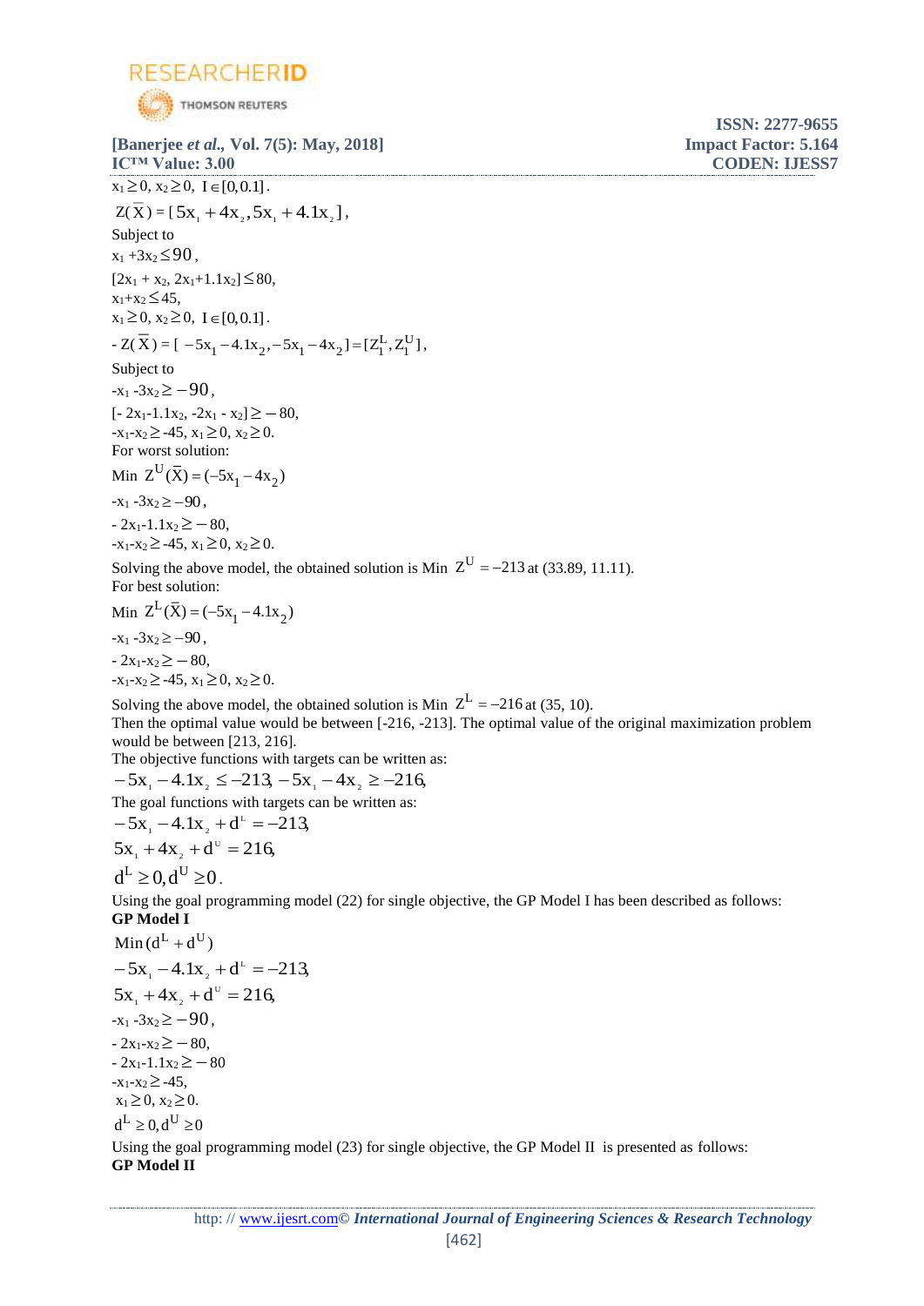$x_1 \geq 0$, $x_2 \geq 0$, $I \in [0, 0.1]$.

$Z(\overline{X}) = [5x_1 + 4x_2, 5x_1 + 4.1x_2]$,

Subject to

$x_1 + 3x_2 \leq 90$,

$[2x_1 + x_2, 2x_1 + 1.1x_2] \leq 80$,

$x_1 + x_2 \leq 45$,

$x_1 \geq 0$, $x_2 \geq 0$, $I \in [0, 0.1]$.

$-Z(\overline{X}) = [-5x_1 - 4.1x_2, -5x_1 - 4x_2] = [Z_1^L, Z_1^U]$,

Subject to

$-x_1 - 3x_2 \geq -90$,

$[-2x_1 - 1.1x_2, -2x_1 - x_2] \geq -80$,

$-x_1 - x_2 \geq -45$, $x_1 \geq 0$, $x_2 \geq 0$.

For worst solution:

Min $Z^U(\overline{X}) = (-5x_1 - 4x_2)$

$-x_1 - 3x_2 \geq -90$,

$-2x_1 - 1.1x_2 \geq -80$,

$-x_1 - x_2 \geq -45$, $x_1 \geq 0$, $x_2 \geq 0$.

Solving the above model, the obtained solution is Min $Z^U = -213$ at (33.89, 11.11).

For best solution:

Min $Z^L(\overline{X}) = (-5x_1 - 4.1x_2)$

$-x_1 - 3x_2 \geq -90$,

$-2x_1 - x_2 \geq -80$,

$-x_1 - x_2 \geq -45$, $x_1 \geq 0$, $x_2 \geq 0$.

Solving the above model, the obtained solution is Min $Z^L = -216$ at (35, 10).

Then the optimal value would be between [-216, -213]. The optimal value of the original maximization problem would be between [213, 216].

The objective functions with targets can be written as:

$-5x_1 - 4.1x_2 \leq -213$, $-5x_1 - 4x_2 \geq -216$,

The goal functions with targets can be written as:

$-5x_1 - 4.1x_2 + d^L = -213$,

$5x_1 + 4x_2 + d^U = 216$,

$d^L \geq 0, d^U \geq 0$.

Using the goal programming model (22) for single objective, the GP Model I has been described as follows:

**GP Model I**

$\text{Min}\,(d^L + d^U)$

$-5x_1 - 4.1x_2 + d^L = -213$,

$5x_1 + 4x_2 + d^U = 216$,

$-x_1 - 3x_2 \geq -90$,

$-2x_1 - x_2 \geq -80$,

$-2x_1 - 1.1x_2 \geq -80$

$-x_1 - x_2 \geq -45$,

$x_1 \geq 0$, $x_2 \geq 0$.

$d^L \geq 0, d^U \geq 0$

Using the goal programming model (23) for single objective, the GP Model II is presented as follows:

**GP Model II**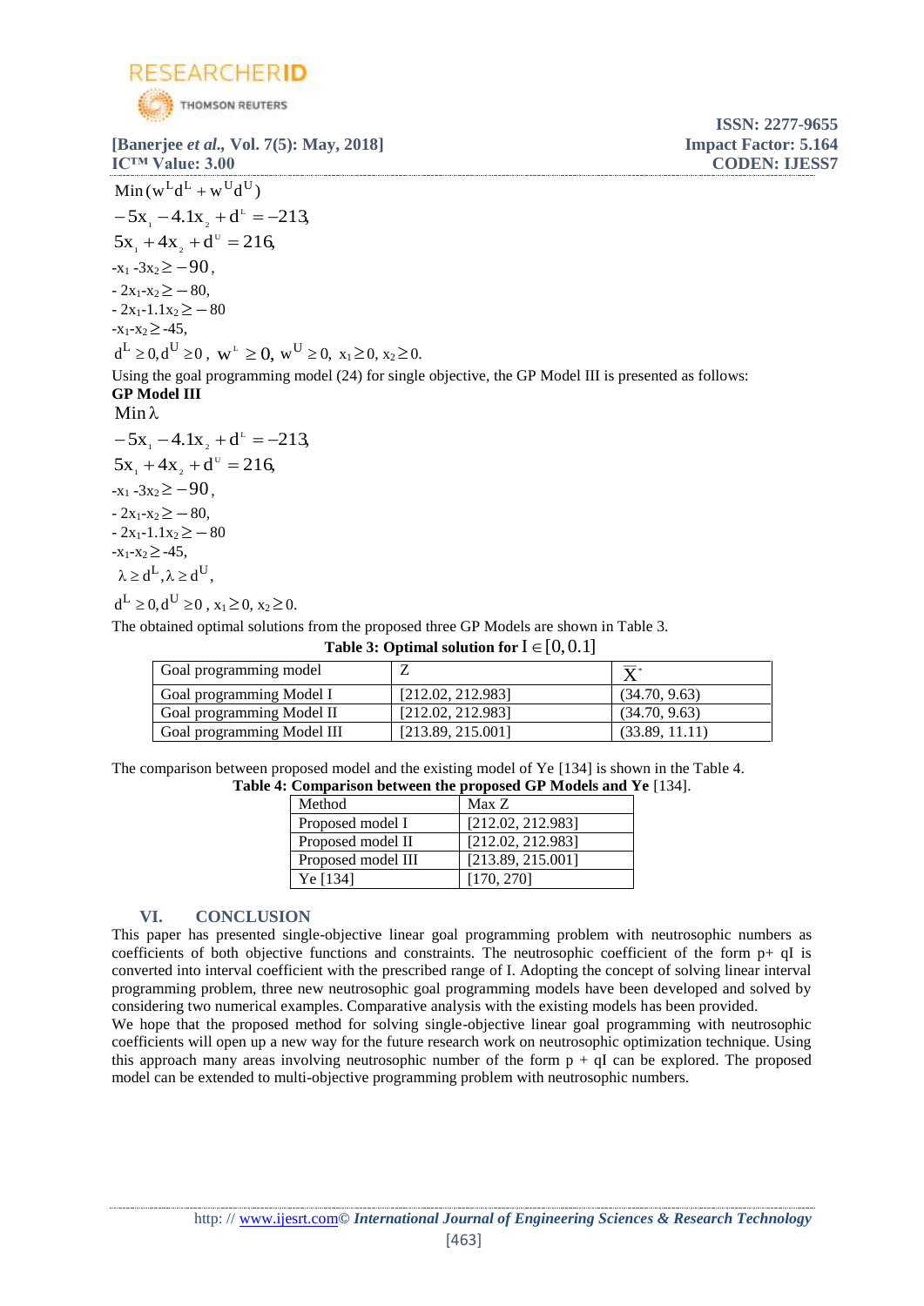$$\text{Min}\,(w^L d^L + w^U d^U)$$

$$-5x_1 - 4.1x_2 + d^L = -213,$$

$$5x_1 + 4x_2 + d^U = 216,$$

$$-x_1 - 3x_2 \geq -90,$$

$$-2x_1 - x_2 \geq -80,$$

$$-2x_1 - 1.1x_2 \geq -80$$

$$-x_1 - x_2 \geq -45,$$

$$d^L \geq 0, d^U \geq 0,\ w^L \geq 0,\ w^U \geq 0,\ x_1 \geq 0,\ x_2 \geq 0.$$

Using the goal programming model (24) for single objective, the GP Model III is presented as follows:

**GP Model III**

$$\text{Min}\,\lambda$$

$$-5x_1 - 4.1x_2 + d^L = -213,$$

$$5x_1 + 4x_2 + d^U = 216,$$

$$-x_1 - 3x_2 \geq -90,$$

$$-2x_1 - x_2 \geq -80,$$

$$-2x_1 - 1.1x_2 \geq -80$$

$$-x_1 - x_2 \geq -45,$$

$$\lambda \geq d^L, \lambda \geq d^U,$$

$$d^L \geq 0, d^U \geq 0,\ x_1 \geq 0,\ x_2 \geq 0.$$

The obtained optimal solutions from the proposed three GP Models are shown in Table 3.

**Table 3: Optimal solution for $I \in [0, 0.1]$**

| Goal programming model | Z | $\overline{X}^*$ |
|---|---|---|
| Goal programming Model I | [212.02, 212.983] | (34.70, 9.63) |
| Goal programming Model II | [212.02, 212.983] | (34.70, 9.63) |
| Goal programming Model III | [213.89, 215.001] | (33.89, 11.11) |

The comparison between proposed model and the existing model of Ye [134] is shown in the Table 4.

**Table 4: Comparison between the proposed GP Models and Ye** [134].

| Method | Max Z |
|---|---|
| Proposed model I | [212.02, 212.983] |
| Proposed model II | [212.02, 212.983] |
| Proposed model III | [213.89, 215.001] |
| Ye [134] | [170, 270] |

## VI. CONCLUSION

This paper has presented single-objective linear goal programming problem with neutrosophic numbers as coefficients of both objective functions and constraints. The neutrosophic coefficient of the form p+ qI is converted into interval coefficient with the prescribed range of I. Adopting the concept of solving linear interval programming problem, three new neutrosophic goal programming models have been developed and solved by considering two numerical examples. Comparative analysis with the existing models has been provided.

We hope that the proposed method for solving single-objective linear goal programming with neutrosophic coefficients will open up a new way for the future research work on neutrosophic optimization technique. Using this approach many areas involving neutrosophic number of the form p + qI can be explored. The proposed model can be extended to multi-objective programming problem with neutrosophic numbers.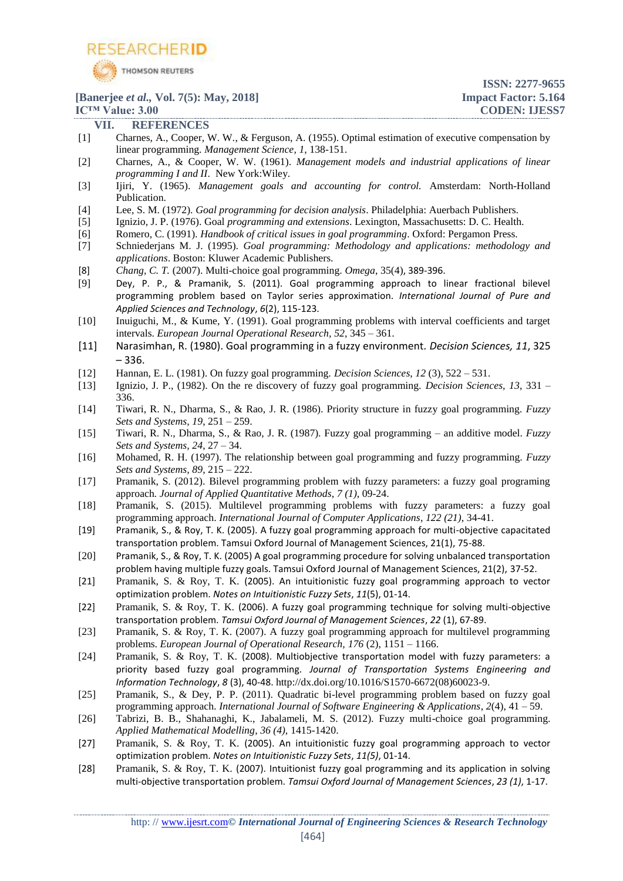## VII. REFERENCES

[1] Charnes, A., Cooper, W. W., & Ferguson, A. (1955). Optimal estimation of executive compensation by linear programming. *Management Science*, *1*, 138-151.

[2] Charnes, A., & Cooper, W. W. (1961). *Management models and industrial applications of linear programming I and II*. New York:Wiley.

[3] Ijiri, Y. (1965). *Management goals and accounting for control.* Amsterdam: North-Holland Publication.

[4] Lee, S. M. (1972). *Goal programming for decision analysis*. Philadelphia: Auerbach Publishers.

[5] Ignizio, J. P. (1976). Goal *programming and extensions*. Lexington, Massachusetts: D. C. Health.

[6] Romero, C. (1991). *Handbook of critical issues in goal programming*. Oxford: Pergamon Press.

[7] Schniederjans M. J. (1995). *Goal programming: Methodology and applications: methodology and applications*. Boston: Kluwer Academic Publishers.

[8] *Chang, C. T.* (2007). Multi-choice goal programming. *Omega*, 35(4), 389-396.

[9] Dey, P. P., & Pramanik, S. (2011). Goal programming approach to linear fractional bilevel programming problem based on Taylor series approximation. *International Journal of Pure and Applied Sciences and Technology*, *6*(2), 115-123.

[10] Inuiguchi, M., & Kume, Y. (1991). Goal programming problems with interval coefficients and target intervals. *European Journal Operational Research*, *52*, 345 – 361.

[11] Narasimhan, R. (1980). Goal programming in a fuzzy environment. *Decision Sciences, 11*, 325 – 336.

[12] Hannan, E. L. (1981). On fuzzy goal programming. *Decision Sciences*, *12* (3), 522 – 531.

[13] Ignizio, J. P., (1982). On the re discovery of fuzzy goal programming. *Decision Sciences*, *13*, 331 – 336.

[14] Tiwari, R. N., Dharma, S., & Rao, J. R. (1986). Priority structure in fuzzy goal programming. *Fuzzy Sets and Systems*, *19*, 251 – 259.

[15] Tiwari, R. N., Dharma, S., & Rao, J. R. (1987). Fuzzy goal programming – an additive model. *Fuzzy Sets and Systems*, *24*, 27 – 34.

[16] Mohamed, R. H. (1997). The relationship between goal programming and fuzzy programming. *Fuzzy Sets and Systems*, *89*, 215 – 222.

[17] Pramanik, S. (2012). Bilevel programming problem with fuzzy parameters: a fuzzy goal programing approach. *Journal of Applied Quantitative Methods*, *7 (1)*, 09-24.

[18] Pramanik, S. (2015). Multilevel programming problems with fuzzy parameters: a fuzzy goal programming approach. *International Journal of Computer Applications*, *122 (21)*, 34-41.

[19] Pramanik, S., & Roy, T. K. (2005). A fuzzy goal programming approach for multi-objective capacitated transportation problem. Tamsui Oxford Journal of Management Sciences, 21(1), 75-88.

[20] Pramanik, S., & Roy, T. K. (2005) A goal programming procedure for solving unbalanced transportation problem having multiple fuzzy goals. Tamsui Oxford Journal of Management Sciences, 21(2), 37-52.

[21] Pramanik, S. & Roy, T. K. (2005). An intuitionistic fuzzy goal programming approach to vector optimization problem. *Notes on Intuitionistic Fuzzy Sets*, *11*(5), 01-14.

[22] Pramanik, S. & Roy, T. K. (2006). A fuzzy goal programming technique for solving multi-objective transportation problem. *Tamsui Oxford Journal of Management Sciences*, *22* (1), 67-89.

[23] Pramanik, S. & Roy, T. K. (2007). A fuzzy goal programming approach for multilevel programming problems. *European Journal of Operational Research*, *176* (2), 1151 – 1166.

[24] Pramanik, S. & Roy, T. K. (2008). Multiobjective transportation model with fuzzy parameters: a priority based fuzzy goal programming. *Journal of Transportation Systems Engineering and Information Technology*, *8* (3), 40-48. http://dx.doi.org/10.1016/S1570-6672(08)60023-9.

[25] Pramanik, S., & Dey, P. P. (2011). Quadratic bi-level programming problem based on fuzzy goal programming approach. *International Journal of Software Engineering & Applications*, *2*(4), 41 – 59.

[26] Tabrizi, B. B., Shahanaghi, K., Jabalameli, M. S. (2012). Fuzzy multi-choice goal programming. *Applied Mathematical Modelling*, *36 (4)*, 1415-1420.

[27] Pramanik, S. & Roy, T. K. (2005). An intuitionistic fuzzy goal programming approach to vector optimization problem. *Notes on Intuitionistic Fuzzy Sets*, *11(5)*, 01-14.

[28] Pramanik, S. & Roy, T. K. (2007). Intuitionist fuzzy goal programming and its application in solving multi-objective transportation problem. *Tamsui Oxford Journal of Management Sciences*, *23 (1)*, 1-17.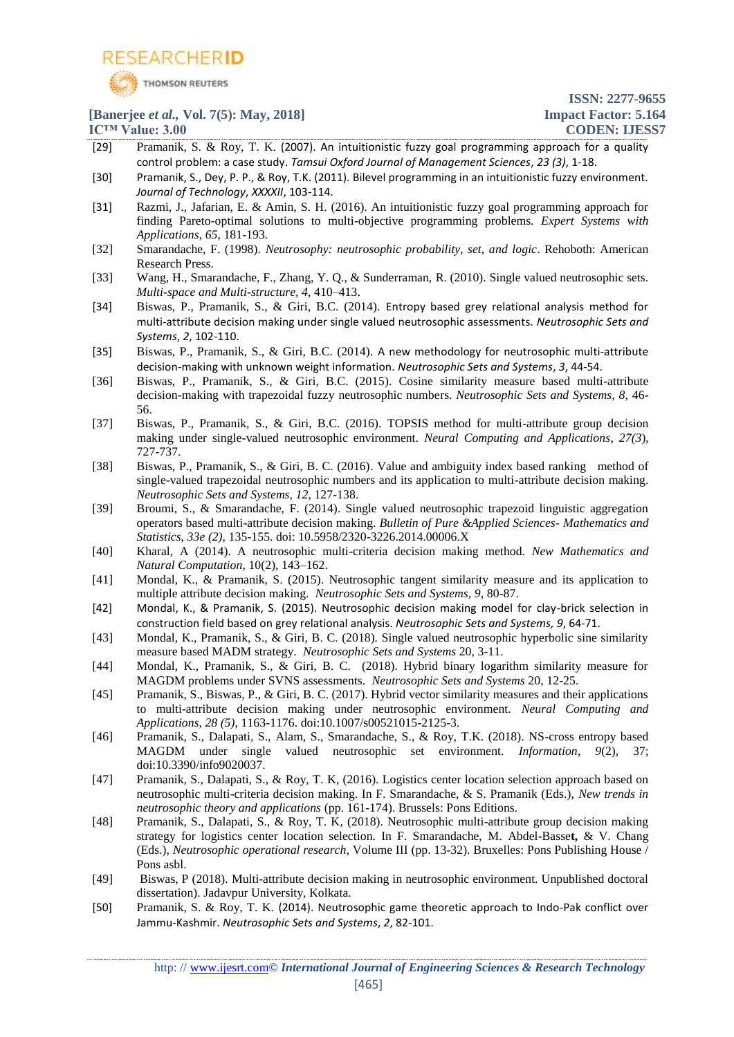[29] Pramanik, S. & Roy, T. K. (2007). An intuitionistic fuzzy goal programming approach for a quality control problem: a case study. *Tamsui Oxford Journal of Management Sciences*, *23 (3)*, 1-18.

[30] Pramanik, S., Dey, P. P., & Roy, T.K. (2011). Bilevel programming in an intuitionistic fuzzy environment. *Journal of Technology*, *XXXXII*, 103-114.

[31] Razmi, J., Jafarian, E. & Amin, S. H. (2016). An intuitionistic fuzzy goal programming approach for finding Pareto-optimal solutions to multi-objective programming problems. *Expert Systems with Applications*, *65*, 181-193.

[32] Smarandache, F. (1998). *Neutrosophy: neutrosophic probability, set, and logic*. Rehoboth: American Research Press.

[33] Wang, H., Smarandache, F., Zhang, Y. Q., & Sunderraman, R. (2010). Single valued neutrosophic sets. *Multi-space and Multi-structure*, *4*, 410–413.

[34] Biswas, P., Pramanik, S., & Giri, B.C. (2014). Entropy based grey relational analysis method for multi-attribute decision making under single valued neutrosophic assessments. *Neutrosophic Sets and Systems*, *2*, 102-110.

[35] Biswas, P., Pramanik, S., & Giri, B.C. (2014). A new methodology for neutrosophic multi-attribute decision-making with unknown weight information. *Neutrosophic Sets and Systems*, *3*, 44-54.

[36] Biswas, P., Pramanik, S., & Giri, B.C. (2015). Cosine similarity measure based multi-attribute decision-making with trapezoidal fuzzy neutrosophic numbers. *Neutrosophic Sets and Systems*, *8*, 46-56.

[37] Biswas, P., Pramanik, S., & Giri, B.C. (2016). TOPSIS method for multi-attribute group decision making under single-valued neutrosophic environment. *Neural Computing and Applications*, *27(3)*, 727-737.

[38] Biswas, P., Pramanik, S., & Giri, B. C. (2016). Value and ambiguity index based ranking method of single-valued trapezoidal neutrosophic numbers and its application to multi-attribute decision making. *Neutrosophic Sets and Systems*, *12*, 127-138.

[39] Broumi, S., & Smarandache, F. (2014). Single valued neutrosophic trapezoid linguistic aggregation operators based multi-attribute decision making. *Bulletin of Pure &Applied Sciences- Mathematics and Statistics*, *33e (2)*, 135-155. doi: 10.5958/2320-3226.2014.00006.X

[40] Kharal, A (2014). A neutrosophic multi-criteria decision making method. *New Mathematics and Natural Computation*, 10(2), 143–162.

[41] Mondal, K., & Pramanik, S. (2015). Neutrosophic tangent similarity measure and its application to multiple attribute decision making. *Neutrosophic Sets and Systems*, *9*, 80-87.

[42] Mondal, K., & Pramanik, S. (2015). Neutrosophic decision making model for clay-brick selection in construction field based on grey relational analysis. *Neutrosophic Sets and Systems, 9*, 64-71.

[43] Mondal, K., Pramanik, S., & Giri, B. C. (2018). Single valued neutrosophic hyperbolic sine similarity measure based MADM strategy. *Neutrosophic Sets and Systems* 20, 3-11.

[44] Mondal, K., Pramanik, S., & Giri, B. C. (2018). Hybrid binary logarithm similarity measure for MAGDM problems under SVNS assessments. *Neutrosophic Sets and Systems* 20, 12-25.

[45] Pramanik, S., Biswas, P., & Giri, B. C. (2017). Hybrid vector similarity measures and their applications to multi-attribute decision making under neutrosophic environment. *Neural Computing and Applications*, *28 (5)*, 1163-1176. doi:10.1007/s00521015-2125-3.

[46] Pramanik, S., Dalapati, S., Alam, S., Smarandache, S., & Roy, T.K. (2018). NS-cross entropy based MAGDM under single valued neutrosophic set environment. *Information*, *9*(2), 37; doi:10.3390/info9020037.

[47] Pramanik, S., Dalapati, S., & Roy, T. K, (2016). Logistics center location selection approach based on neutrosophic multi-criteria decision making. In F. Smarandache, & S. Pramanik (Eds.), *New trends in neutrosophic theory and applications* (pp. 161-174). Brussels: Pons Editions.

[48] Pramanik, S., Dalapati, S., & Roy, T. K, (2018). Neutrosophic multi-attribute group decision making strategy for logistics center location selection. In F. Smarandache, M. Abdel-Basset, & V. Chang (Eds.), *Neutrosophic operational research*, Volume III (pp. 13-32). Bruxelles: Pons Publishing House / Pons asbl.

[49] Biswas, P (2018). Multi-attribute decision making in neutrosophic environment. Unpublished doctoral dissertation). Jadavpur University, Kolkata.

[50] Pramanik, S. & Roy, T. K. (2014). Neutrosophic game theoretic approach to Indo-Pak conflict over Jammu-Kashmir. *Neutrosophic Sets and Systems*, *2*, 82-101.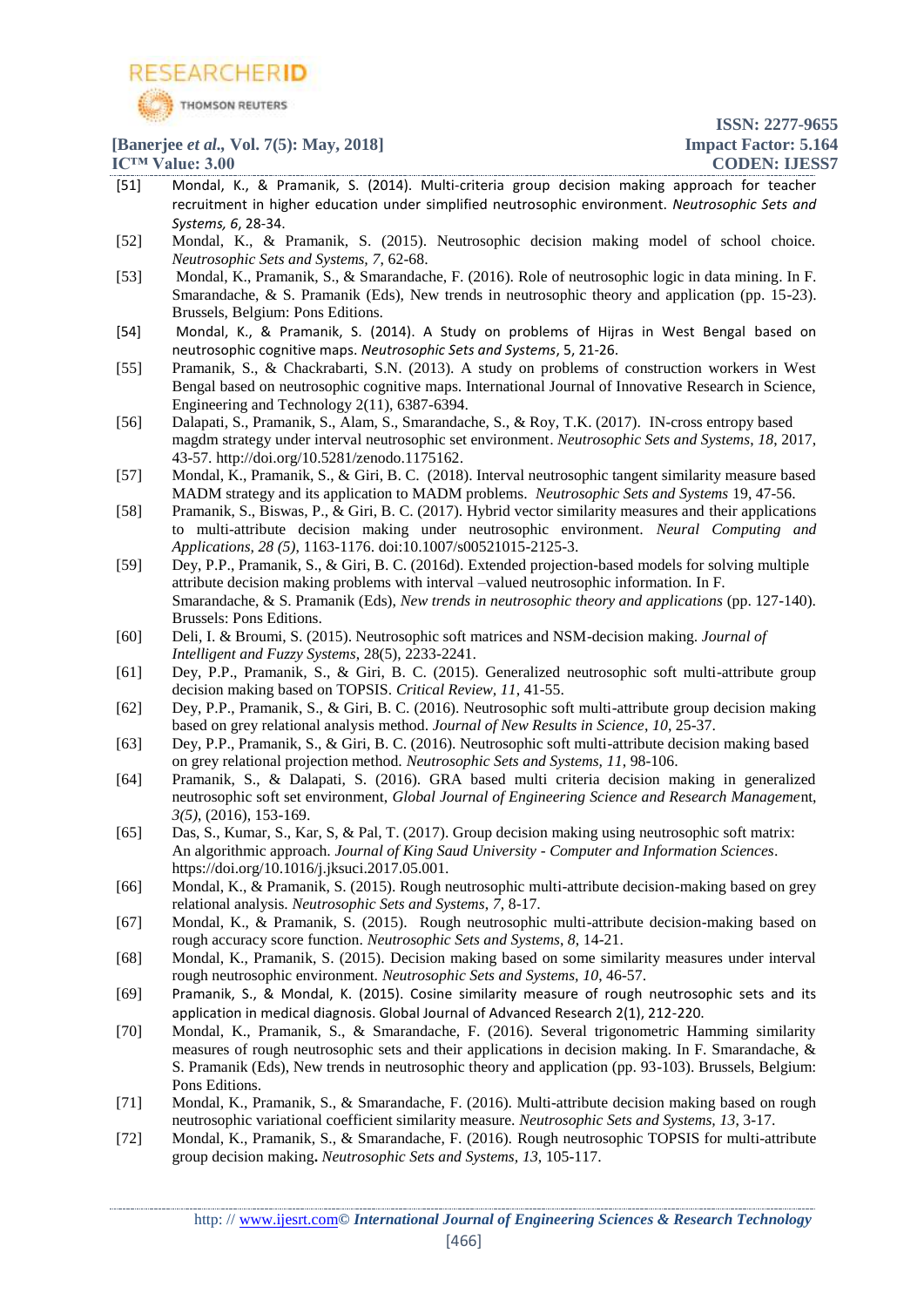[51] Mondal, K., & Pramanik, S. (2014). Multi-criteria group decision making approach for teacher recruitment in higher education under simplified neutrosophic environment. *Neutrosophic Sets and Systems, 6*, 28-34.

[52] Mondal, K., & Pramanik, S. (2015). Neutrosophic decision making model of school choice. *Neutrosophic Sets and Systems, 7*, 62-68.

[53] Mondal, K., Pramanik, S., & Smarandache, F. (2016). Role of neutrosophic logic in data mining. In F. Smarandache, & S. Pramanik (Eds), New trends in neutrosophic theory and application (pp. 15-23). Brussels, Belgium: Pons Editions.

[54] Mondal, K., & Pramanik, S. (2014). A Study on problems of Hijras in West Bengal based on neutrosophic cognitive maps. *Neutrosophic Sets and Systems*, 5, 21-26.

[55] Pramanik, S., & Chackrabarti, S.N. (2013). A study on problems of construction workers in West Bengal based on neutrosophic cognitive maps. International Journal of Innovative Research in Science, Engineering and Technology 2(11), 6387-6394.

[56] Dalapati, S., Pramanik, S., Alam, S., Smarandache, S., & Roy, T.K. (2017). IN-cross entropy based magdm strategy under interval neutrosophic set environment. *Neutrosophic Sets and Systems*, *18*, 2017, 43-57. http://doi.org/10.5281/zenodo.1175162.

[57] Mondal, K., Pramanik, S., & Giri, B. C. (2018). Interval neutrosophic tangent similarity measure based MADM strategy and its application to MADM problems. *Neutrosophic Sets and Systems* 19, 47-56.

[58] Pramanik, S., Biswas, P., & Giri, B. C. (2017). Hybrid vector similarity measures and their applications to multi-attribute decision making under neutrosophic environment. *Neural Computing and Applications, 28 (5)*, 1163-1176. doi:10.1007/s00521015-2125-3.

[59] Dey, P.P., Pramanik, S., & Giri, B. C. (2016d). Extended projection-based models for solving multiple attribute decision making problems with interval –valued neutrosophic information. In F. Smarandache, & S. Pramanik (Eds), *New trends in neutrosophic theory and applications* (pp. 127-140). Brussels: Pons Editions.

[60] Deli, I. & Broumi, S. (2015). Neutrosophic soft matrices and NSM-decision making. *Journal of Intelligent and Fuzzy Systems*, 28(5), 2233-2241.

[61] Dey, P.P., Pramanik, S., & Giri, B. C. (2015). Generalized neutrosophic soft multi-attribute group decision making based on TOPSIS. *Critical Review, 11*, 41-55.

[62] Dey, P.P., Pramanik, S., & Giri, B. C. (2016). Neutrosophic soft multi-attribute group decision making based on grey relational analysis method. *Journal of New Results in Science*, *10*, 25-37.

[63] Dey, P.P., Pramanik, S., & Giri, B. C. (2016). Neutrosophic soft multi-attribute decision making based on grey relational projection method. *Neutrosophic Sets and Systems*, *11*, 98-106.

[64] Pramanik, S., & Dalapati, S. (2016). GRA based multi criteria decision making in generalized neutrosophic soft set environment, *Global Journal of Engineering Science and Research Management*, *3(5)*, (2016), 153-169.

[65] Das, S., Kumar, S., Kar, S, & Pal, T. (2017). Group decision making using neutrosophic soft matrix: An algorithmic approach. *Journal of King Saud University - Computer and Information Sciences*. https://doi.org/10.1016/j.jksuci.2017.05.001.

[66] Mondal, K., & Pramanik, S. (2015). Rough neutrosophic multi-attribute decision-making based on grey relational analysis. *Neutrosophic Sets and Systems*, *7*, 8-17.

[67] Mondal, K., & Pramanik, S. (2015). Rough neutrosophic multi-attribute decision-making based on rough accuracy score function. *Neutrosophic Sets and Systems*, *8*, 14-21.

[68] Mondal, K., Pramanik, S. (2015). Decision making based on some similarity measures under interval rough neutrosophic environment. *Neutrosophic Sets and Systems*, *10*, 46-57.

[69] Pramanik, S., & Mondal, K. (2015). Cosine similarity measure of rough neutrosophic sets and its application in medical diagnosis. Global Journal of Advanced Research 2(1), 212-220.

[70] Mondal, K., Pramanik, S., & Smarandache, F. (2016). Several trigonometric Hamming similarity measures of rough neutrosophic sets and their applications in decision making. In F. Smarandache, & S. Pramanik (Eds), New trends in neutrosophic theory and application (pp. 93-103). Brussels, Belgium: Pons Editions.

[71] Mondal, K., Pramanik, S., & Smarandache, F. (2016). Multi-attribute decision making based on rough neutrosophic variational coefficient similarity measure. *Neutrosophic Sets and Systems, 13*, 3-17.

[72] Mondal, K., Pramanik, S., & Smarandache, F. (2016). Rough neutrosophic TOPSIS for multi-attribute group decision making**.** *Neutrosophic Sets and Systems, 13*, 105-117.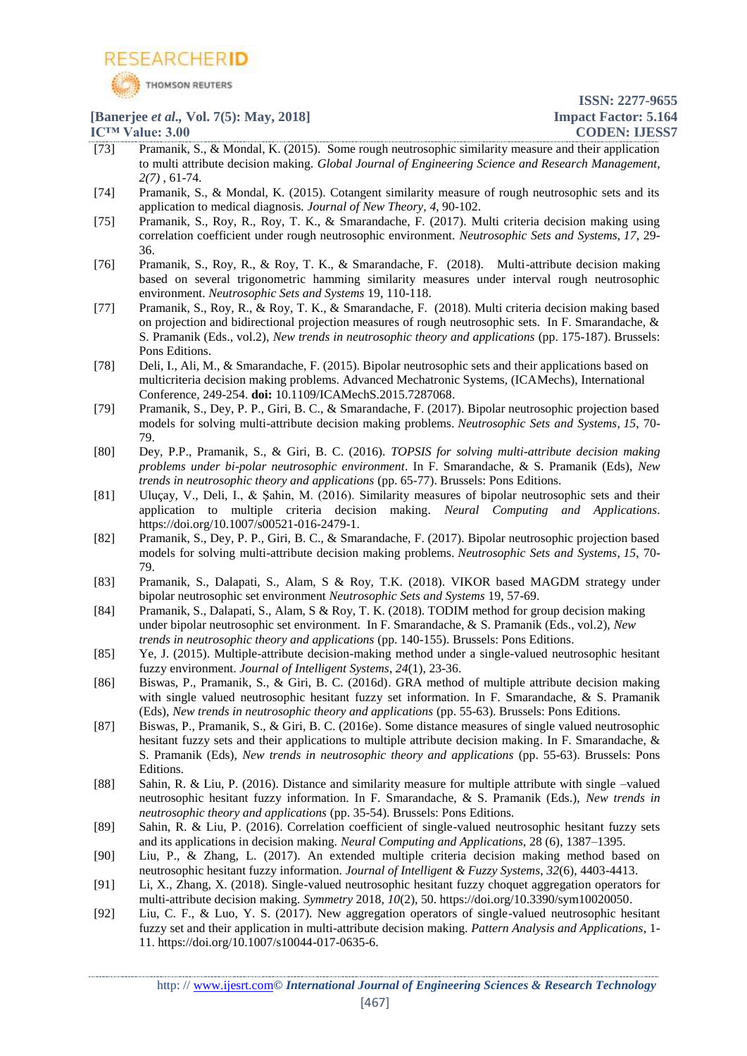[73] Pramanik, S., & Mondal, K. (2015). Some rough neutrosophic similarity measure and their application to multi attribute decision making. *Global Journal of Engineering Science and Research Management, 2(7)* , 61-74.

[74] Pramanik, S., & Mondal, K. (2015). Cotangent similarity measure of rough neutrosophic sets and its application to medical diagnosis. *Journal of New Theory, 4*, 90-102.

[75] Pramanik, S., Roy, R., Roy, T. K., & Smarandache, F. (2017). Multi criteria decision making using correlation coefficient under rough neutrosophic environment. *Neutrosophic Sets and Systems*, *17*, 29-36.

[76] Pramanik, S., Roy, R., & Roy, T. K., & Smarandache, F. (2018). Multi-attribute decision making based on several trigonometric hamming similarity measures under interval rough neutrosophic environment. *Neutrosophic Sets and Systems* 19, 110-118.

[77] Pramanik, S., Roy, R., & Roy, T. K., & Smarandache, F. (2018). Multi criteria decision making based on projection and bidirectional projection measures of rough neutrosophic sets. In F. Smarandache, & S. Pramanik (Eds., vol.2), *New trends in neutrosophic theory and applications* (pp. 175-187). Brussels: Pons Editions.

[78] Deli, I., Ali, M., & Smarandache, F. (2015). Bipolar neutrosophic sets and their applications based on multicriteria decision making problems. Advanced Mechatronic Systems, (ICAMechs), International Conference, 249-254. **doi:** 10.1109/ICAMechS.2015.7287068.

[79] Pramanik, S., Dey, P. P., Giri, B. C., & Smarandache, F. (2017). Bipolar neutrosophic projection based models for solving multi-attribute decision making problems. *Neutrosophic Sets and Systems*, *15*, 70-79.

[80] Dey, P.P., Pramanik, S., & Giri, B. C. (2016). *TOPSIS for solving multi-attribute decision making problems under bi-polar neutrosophic environment*. In F. Smarandache, & S. Pramanik (Eds), *New trends in neutrosophic theory and applications* (pp. 65-77). Brussels: Pons Editions.

[81] Uluçay, V., Deli, I., & Şahin, M. (2016). Similarity measures of bipolar neutrosophic sets and their application to multiple criteria decision making. *Neural Computing and Applications*. https://doi.org/10.1007/s00521-016-2479-1.

[82] Pramanik, S., Dey, P. P., Giri, B. C., & Smarandache, F. (2017). Bipolar neutrosophic projection based models for solving multi-attribute decision making problems. *Neutrosophic Sets and Systems*, *15*, 70-79.

[83] Pramanik, S., Dalapati, S., Alam, S & Roy, T.K. (2018). VIKOR based MAGDM strategy under bipolar neutrosophic set environment *Neutrosophic Sets and Systems* 19, 57-69.

[84] Pramanik, S., Dalapati, S., Alam, S & Roy, T. K. (2018). TODIM method for group decision making under bipolar neutrosophic set environment. In F. Smarandache, & S. Pramanik (Eds., vol.2), *New trends in neutrosophic theory and applications* (pp. 140-155). Brussels: Pons Editions.

[85] Ye, J. (2015). Multiple-attribute decision-making method under a single-valued neutrosophic hesitant fuzzy environment. *Journal of Intelligent Systems*, *24*(1), 23-36.

[86] Biswas, P., Pramanik, S., & Giri, B. C. (2016d). GRA method of multiple attribute decision making with single valued neutrosophic hesitant fuzzy set information. In F. Smarandache, & S. Pramanik (Eds), *New trends in neutrosophic theory and applications* (pp. 55-63). Brussels: Pons Editions.

[87] Biswas, P., Pramanik, S., & Giri, B. C. (2016e). Some distance measures of single valued neutrosophic hesitant fuzzy sets and their applications to multiple attribute decision making. In F. Smarandache, & S. Pramanik (Eds), *New trends in neutrosophic theory and applications* (pp. 55-63). Brussels: Pons Editions.

[88] Sahin, R. & Liu, P. (2016). Distance and similarity measure for multiple attribute with single –valued neutrosophic hesitant fuzzy information. In F. Smarandache, & S. Pramanik (Eds.), *New trends in neutrosophic theory and applications* (pp. 35-54). Brussels: Pons Editions.

[89] Sahin, R. & Liu, P. (2016). Correlation coefficient of single-valued neutrosophic hesitant fuzzy sets and its applications in decision making. *Neural Computing and Applications*, 28 (6), 1387–1395.

[90] Liu, P., & Zhang, L. (2017). An extended multiple criteria decision making method based on neutrosophic hesitant fuzzy information. *Journal of Intelligent & Fuzzy Systems*, *32*(6), 4403-4413.

[91] Li, X., Zhang, X. (2018). Single-valued neutrosophic hesitant fuzzy choquet aggregation operators for multi-attribute decision making. *Symmetry* 2018, *10*(2), 50. https://doi.org/10.3390/sym10020050.

[92] Liu, C. F., & Luo, Y. S. (2017). New aggregation operators of single-valued neutrosophic hesitant fuzzy set and their application in multi-attribute decision making. *Pattern Analysis and Applications*, 1-11. https://doi.org/10.1007/s10044-017-0635-6.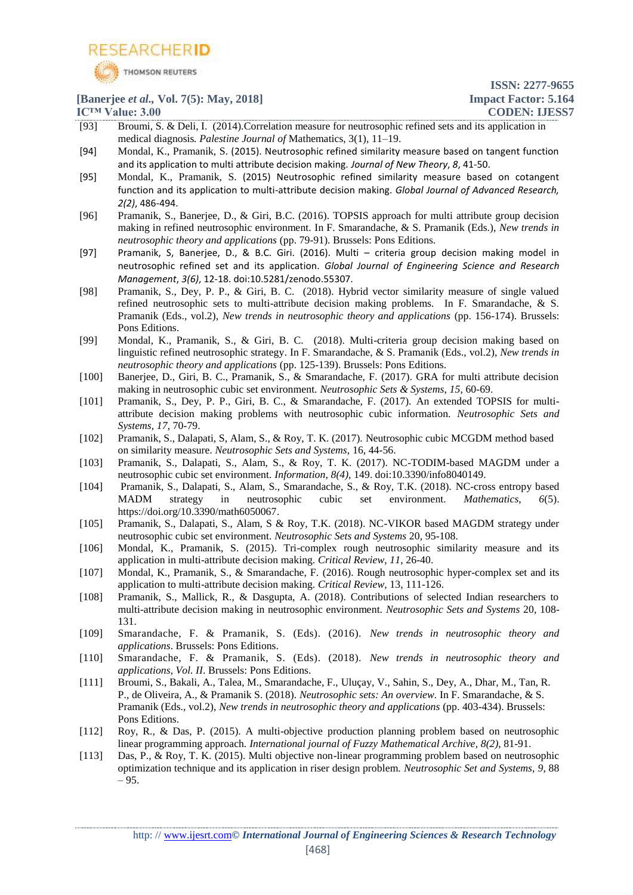[93] Broumi, S. & Deli, I. (2014).Correlation measure for neutrosophic refined sets and its application in medical diagnosis. *Palestine Journal of* Mathematics, 3(1), 11–19.

[94] Mondal, K., Pramanik, S. (2015). Neutrosophic refined similarity measure based on tangent function and its application to multi attribute decision making. *Journal of New Theory*, *8*, 41-50.

[95] Mondal, K., Pramanik, S. (2015) Neutrosophic refined similarity measure based on cotangent function and its application to multi-attribute decision making. *Global Journal of Advanced Research, 2(2)*, 486-494.

[96] Pramanik, S., Banerjee, D., & Giri, B.C. (2016). TOPSIS approach for multi attribute group decision making in refined neutrosophic environment. In F. Smarandache, & S. Pramanik (Eds.), *New trends in neutrosophic theory and applications* (pp. 79-91). Brussels: Pons Editions.

[97] Pramanik, S, Banerjee, D., & B.C. Giri. (2016). Multi – criteria group decision making model in neutrosophic refined set and its application. *Global Journal of Engineering Science and Research Management, 3(6)*, 12-18. doi:10.5281/zenodo.55307.

[98] Pramanik, S., Dey, P. P., & Giri, B. C. (2018). Hybrid vector similarity measure of single valued refined neutrosophic sets to multi-attribute decision making problems. In F. Smarandache, & S. Pramanik (Eds., vol.2), *New trends in neutrosophic theory and applications* (pp. 156-174). Brussels: Pons Editions.

[99] Mondal, K., Pramanik, S., & Giri, B. C. (2018). Multi-criteria group decision making based on linguistic refined neutrosophic strategy. In F. Smarandache, & S. Pramanik (Eds., vol.2), *New trends in neutrosophic theory and applications* (pp. 125-139). Brussels: Pons Editions.

[100] Banerjee, D., Giri, B. C., Pramanik, S., & Smarandache, F. (2017). GRA for multi attribute decision making in neutrosophic cubic set environment. *Neutrosophic Sets & Systems*, *15*, 60-69.

[101] Pramanik, S., Dey, P. P., Giri, B. C., & Smarandache, F. (2017). An extended TOPSIS for multi-attribute decision making problems with neutrosophic cubic information. *Neutrosophic Sets and Systems*, *17*, 70-79.

[102] Pramanik, S., Dalapati, S, Alam, S., & Roy, T. K. (2017). Neutrosophic cubic MCGDM method based on similarity measure. *Neutrosophic Sets and Systems,* 16, 44-56.

[103] Pramanik, S., Dalapati, S., Alam, S., & Roy, T. K. (2017). NC-TODIM-based MAGDM under a neutrosophic cubic set environment. *Information*, *8(4)*, 149. doi:10.3390/info8040149.

[104] Pramanik, S., Dalapati, S., Alam, S., Smarandache, S., & Roy, T.K. (2018). NC-cross entropy based MADM strategy in neutrosophic cubic set environment. *Mathematics*, *6*(5). https://doi.org/10.3390/math6050067.

[105] Pramanik, S., Dalapati, S., Alam, S & Roy, T.K. (2018). NC-VIKOR based MAGDM strategy under neutrosophic cubic set environment. *Neutrosophic Sets and Systems* 20, 95-108.

[106] Mondal, K., Pramanik, S. (2015). Tri-complex rough neutrosophic similarity measure and its application in multi-attribute decision making. *Critical Review, 11*, 26-40.

[107] Mondal, K., Pramanik, S., & Smarandache, F. (2016). Rough neutrosophic hyper-complex set and its application to multi-attribute decision making. *Critical Review,* 13, 111-126.

[108] Pramanik, S., Mallick, R., & Dasgupta, A. (2018). Contributions of selected Indian researchers to multi-attribute decision making in neutrosophic environment. *Neutrosophic Sets and Systems* 20, 108-131.

[109] Smarandache, F. & Pramanik, S. (Eds). (2016). *New trends in neutrosophic theory and applications*. Brussels: Pons Editions.

[110] Smarandache, F. & Pramanik, S. (Eds). (2018). *New trends in neutrosophic theory and applications, Vol. II*. Brussels: Pons Editions.

[111] Broumi, S., Bakali, A., Talea, M., Smarandache, F., Uluçay, V., Sahin, S., Dey, A., Dhar, M., Tan, R. P., de Oliveira, A., & Pramanik S. (2018). *Neutrosophic sets: An overview*. In F. Smarandache, & S. Pramanik (Eds., vol.2), *New trends in neutrosophic theory and applications* (pp. 403-434). Brussels: Pons Editions.

[112] Roy, R., & Das, P. (2015). A multi-objective production planning problem based on neutrosophic linear programming approach. *International journal of Fuzzy Mathematical Archive, 8(2)*, 81-91.

[113] Das, P., & Roy, T. K. (2015). Multi objective non-linear programming problem based on neutrosophic optimization technique and its application in riser design problem. *Neutrosophic Set and Systems, 9*, 88 – 95.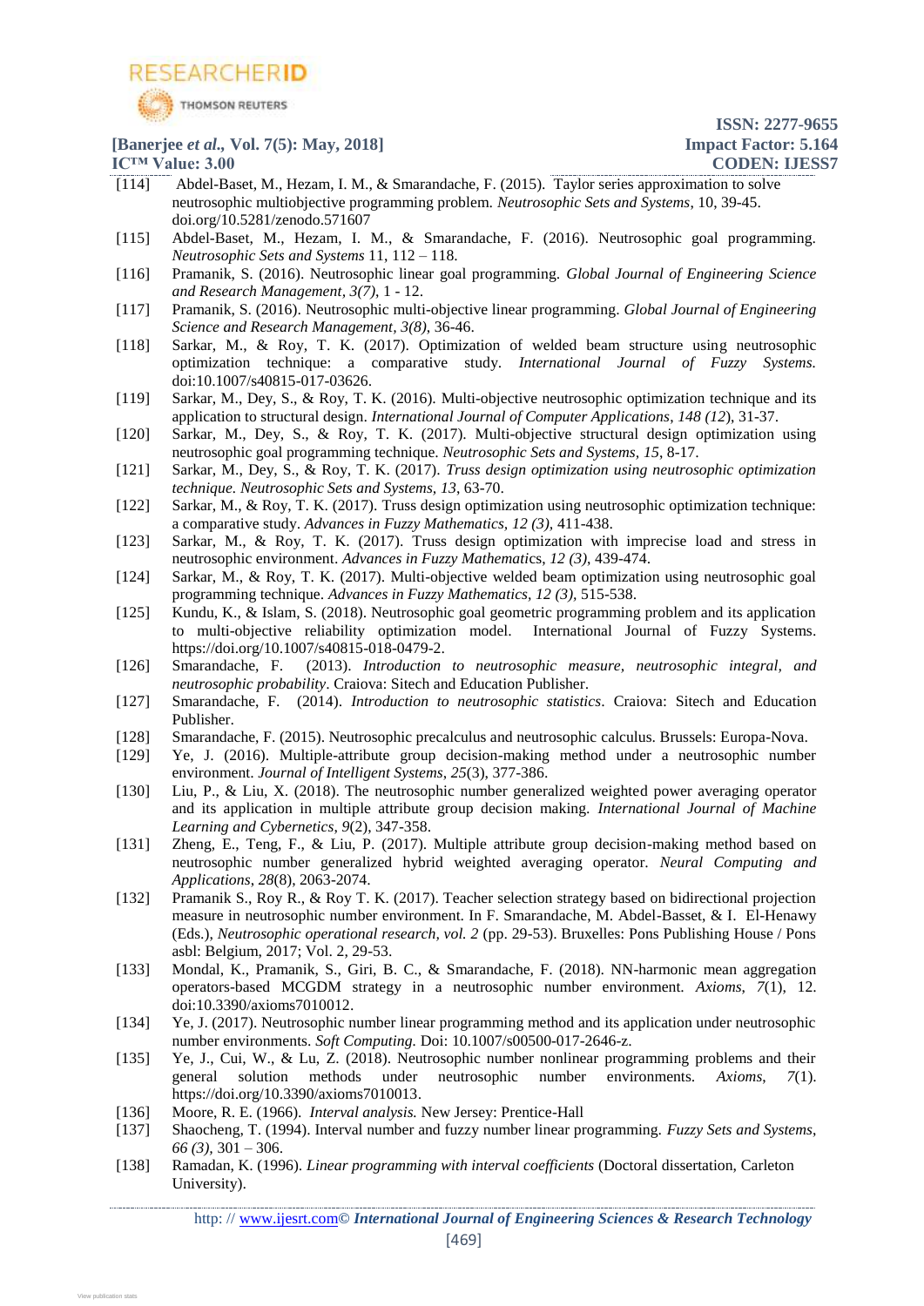[114] Abdel-Baset, M., Hezam, I. M., & Smarandache, F. (2015). Taylor series approximation to solve neutrosophic multiobjective programming problem. *Neutrosophic Sets and Systems*, 10, 39-45. doi.org/10.5281/zenodo.571607

[115] Abdel-Baset, M., Hezam, I. M., & Smarandache, F. (2016). Neutrosophic goal programming. *Neutrosophic Sets and Systems* 11, 112 – 118.

[116] Pramanik, S. (2016). Neutrosophic linear goal programming. *Global Journal of Engineering Science and Research Management, 3(7)*, 1 - 12.

[117] Pramanik, S. (2016). Neutrosophic multi-objective linear programming. *Global Journal of Engineering Science and Research Management, 3(8)*, 36-46.

[118] Sarkar, M., & Roy, T. K. (2017). Optimization of welded beam structure using neutrosophic optimization technique: a comparative study. *International Journal of Fuzzy Systems.* doi:10.1007/s40815-017-03626.

[119] Sarkar, M., Dey, S., & Roy, T. K. (2016). Multi-objective neutrosophic optimization technique and its application to structural design. *International Journal of Computer Applications, 148 (12)*, 31-37.

[120] Sarkar, M., Dey, S., & Roy, T. K. (2017). Multi-objective structural design optimization using neutrosophic goal programming technique. *Neutrosophic Sets and Systems, 15*, 8-17.

[121] Sarkar, M., Dey, S., & Roy, T. K. (2017). *Truss design optimization using neutrosophic optimization technique. Neutrosophic Sets and Systems, 13*, 63-70.

[122] Sarkar, M., & Roy, T. K. (2017). Truss design optimization using neutrosophic optimization technique: a comparative study. *Advances in Fuzzy Mathematics, 12 (3)*, 411-438.

[123] Sarkar, M., & Roy, T. K. (2017). Truss design optimization with imprecise load and stress in neutrosophic environment. *Advances in Fuzzy Mathematic*s, *12 (3)*, 439-474.

[124] Sarkar, M., & Roy, T. K. (2017). Multi-objective welded beam optimization using neutrosophic goal programming technique. *Advances in Fuzzy Mathematics, 12 (3)*, 515-538.

[125] Kundu, K., & Islam, S. (2018). Neutrosophic goal geometric programming problem and its application to multi-objective reliability optimization model. International Journal of Fuzzy Systems. https://doi.org/10.1007/s40815-018-0479-2.

[126] Smarandache, F. (2013). *Introduction to neutrosophic measure, neutrosophic integral, and neutrosophic probability*. Craiova: Sitech and Education Publisher.

[127] Smarandache, F. (2014). *Introduction to neutrosophic statistics*. Craiova: Sitech and Education Publisher.

[128] Smarandache, F. (2015). Neutrosophic precalculus and neutrosophic calculus. Brussels: Europa-Nova.

[129] Ye, J. (2016). Multiple-attribute group decision-making method under a neutrosophic number environment. *Journal of Intelligent Systems*, *25*(3), 377-386.

[130] Liu, P., & Liu, X. (2018). The neutrosophic number generalized weighted power averaging operator and its application in multiple attribute group decision making. *International Journal of Machine Learning and Cybernetics*, *9*(2), 347-358.

[131] Zheng, E., Teng, F., & Liu, P. (2017). Multiple attribute group decision-making method based on neutrosophic number generalized hybrid weighted averaging operator. *Neural Computing and Applications*, *28*(8), 2063-2074.

[132] Pramanik S., Roy R., & Roy T. K. (2017). Teacher selection strategy based on bidirectional projection measure in neutrosophic number environment. In F. Smarandache, M. Abdel-Basset, & I. El-Henawy (Eds.), *Neutrosophic operational research, vol. 2* (pp. 29-53). Bruxelles: Pons Publishing House / Pons asbl: Belgium, 2017; Vol. 2, 29-53.

[133] Mondal, K., Pramanik, S., Giri, B. C., & Smarandache, F. (2018). NN-harmonic mean aggregation operators-based MCGDM strategy in a neutrosophic number environment. *Axioms*, *7*(1), 12. doi:10.3390/axioms7010012.

[134] Ye, J. (2017). Neutrosophic number linear programming method and its application under neutrosophic number environments. *Soft Computing.* Doi: 10.1007/s00500-017-2646-z.

[135] Ye, J., Cui, W., & Lu, Z. (2018). Neutrosophic number nonlinear programming problems and their general solution methods under neutrosophic number environments. *Axioms*, *7*(1). https://doi.org/10.3390/axioms7010013.

[136] Moore, R. E. (1966). *Interval analysis.* New Jersey: Prentice-Hall

[137] Shaocheng, T. (1994). Interval number and fuzzy number linear programming. *Fuzzy Sets and Systems*, *66 (3)*, 301 – 306.

[138] Ramadan, K. (1996). *Linear programming with interval coefficients* (Doctoral dissertation, Carleton University).